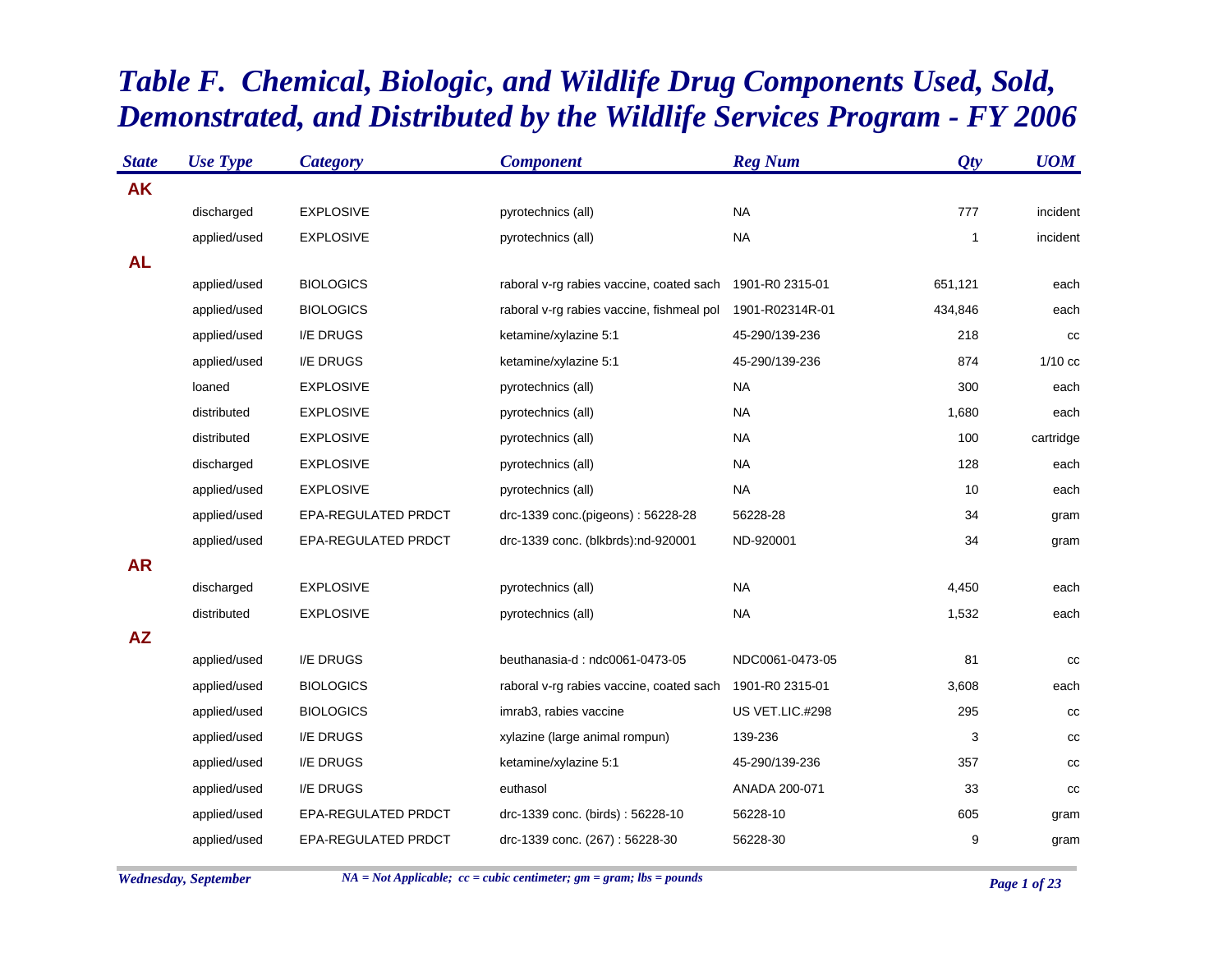# Table F. Chemical, Biologic, and Wildlife Drug Components Used, Sold, Demonstrated, and Distributed by the Wildlife Services Program - FY 2006

| State | Use Type | Category | Component | Reg Num | Qty | UOM |
|---|---|---|---|---|---|---|
| **AK** | | | | | | |
| | discharged | EXPLOSIVE | pyrotechnics (all) | NA | 777 | incident |
| | applied/used | EXPLOSIVE | pyrotechnics (all) | NA | 1 | incident |
| **AL** | | | | | | |
| | applied/used | BIOLOGICS | raboral v-rg rabies vaccine, coated sach | 1901-R0 2315-01 | 651,121 | each |
| | applied/used | BIOLOGICS | raboral v-rg rabies vaccine, fishmeal pol | 1901-R02314R-01 | 434,846 | each |
| | applied/used | I/E DRUGS | ketamine/xylazine 5:1 | 45-290/139-236 | 218 | cc |
| | applied/used | I/E DRUGS | ketamine/xylazine 5:1 | 45-290/139-236 | 874 | 1/10 cc |
| | loaned | EXPLOSIVE | pyrotechnics (all) | NA | 300 | each |
| | distributed | EXPLOSIVE | pyrotechnics (all) | NA | 1,680 | each |
| | distributed | EXPLOSIVE | pyrotechnics (all) | NA | 100 | cartridge |
| | discharged | EXPLOSIVE | pyrotechnics (all) | NA | 128 | each |
| | applied/used | EXPLOSIVE | pyrotechnics (all) | NA | 10 | each |
| | applied/used | EPA-REGULATED PRDCT | drc-1339 conc.(pigeons) : 56228-28 | 56228-28 | 34 | gram |
| | applied/used | EPA-REGULATED PRDCT | drc-1339 conc. (blkbrds):nd-920001 | ND-920001 | 34 | gram |
| **AR** | | | | | | |
| | discharged | EXPLOSIVE | pyrotechnics (all) | NA | 4,450 | each |
| | distributed | EXPLOSIVE | pyrotechnics (all) | NA | 1,532 | each |
| **AZ** | | | | | | |
| | applied/used | I/E DRUGS | beuthanasia-d : ndc0061-0473-05 | NDC0061-0473-05 | 81 | cc |
| | applied/used | BIOLOGICS | raboral v-rg rabies vaccine, coated sach | 1901-R0 2315-01 | 3,608 | each |
| | applied/used | BIOLOGICS | imrab3, rabies vaccine | US VET.LIC.#298 | 295 | cc |
| | applied/used | I/E DRUGS | xylazine (large animal rompun) | 139-236 | 3 | cc |
| | applied/used | I/E DRUGS | ketamine/xylazine 5:1 | 45-290/139-236 | 357 | cc |
| | applied/used | I/E DRUGS | euthasol | ANADA 200-071 | 33 | cc |
| | applied/used | EPA-REGULATED PRDCT | drc-1339 conc. (birds) : 56228-10 | 56228-10 | 605 | gram |
| | applied/used | EPA-REGULATED PRDCT | drc-1339 conc. (267) : 56228-30 | 56228-30 | 9 | gram |

*NA = Not Applicable; cc = cubic centimeter; gm = gram; lbs = pounds*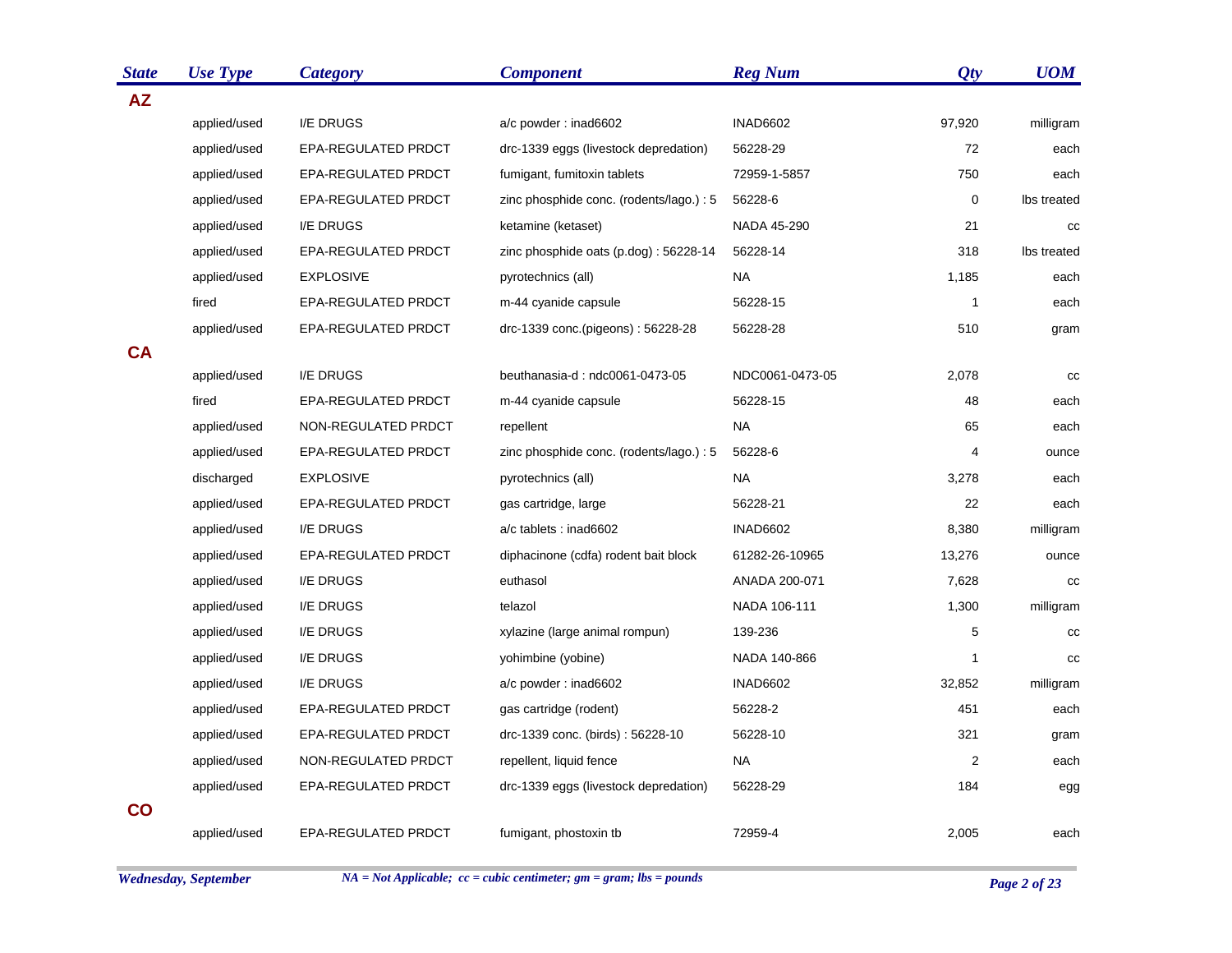| State | Use Type | Category | Component | Reg Num | Qty | UOM |
|---|---|---|---|---|---|---|
| **AZ** | | | | | | |
| | applied/used | I/E DRUGS | a/c powder : inad6602 | INAD6602 | 97,920 | milligram |
| | applied/used | EPA-REGULATED PRDCT | drc-1339 eggs (livestock depredation) | 56228-29 | 72 | each |
| | applied/used | EPA-REGULATED PRDCT | fumigant, fumitoxin tablets | 72959-1-5857 | 750 | each |
| | applied/used | EPA-REGULATED PRDCT | zinc phosphide conc. (rodents/lago.) : 5 | 56228-6 | 0 | lbs treated |
| | applied/used | I/E DRUGS | ketamine (ketaset) | NADA 45-290 | 21 | cc |
| | applied/used | EPA-REGULATED PRDCT | zinc phosphide oats (p.dog) : 56228-14 | 56228-14 | 318 | lbs treated |
| | applied/used | EXPLOSIVE | pyrotechnics (all) | NA | 1,185 | each |
| | fired | EPA-REGULATED PRDCT | m-44 cyanide capsule | 56228-15 | 1 | each |
| | applied/used | EPA-REGULATED PRDCT | drc-1339 conc.(pigeons) : 56228-28 | 56228-28 | 510 | gram |
| **CA** | | | | | | |
| | applied/used | I/E DRUGS | beuthanasia-d : ndc0061-0473-05 | NDC0061-0473-05 | 2,078 | cc |
| | fired | EPA-REGULATED PRDCT | m-44 cyanide capsule | 56228-15 | 48 | each |
| | applied/used | NON-REGULATED PRDCT | repellent | NA | 65 | each |
| | applied/used | EPA-REGULATED PRDCT | zinc phosphide conc. (rodents/lago.) : 5 | 56228-6 | 4 | ounce |
| | discharged | EXPLOSIVE | pyrotechnics (all) | NA | 3,278 | each |
| | applied/used | EPA-REGULATED PRDCT | gas cartridge, large | 56228-21 | 22 | each |
| | applied/used | I/E DRUGS | a/c tablets : inad6602 | INAD6602 | 8,380 | milligram |
| | applied/used | EPA-REGULATED PRDCT | diphacinone (cdfa) rodent bait block | 61282-26-10965 | 13,276 | ounce |
| | applied/used | I/E DRUGS | euthasol | ANADA 200-071 | 7,628 | cc |
| | applied/used | I/E DRUGS | telazol | NADA 106-111 | 1,300 | milligram |
| | applied/used | I/E DRUGS | xylazine (large animal rompun) | 139-236 | 5 | cc |
| | applied/used | I/E DRUGS | yohimbine (yobine) | NADA 140-866 | 1 | cc |
| | applied/used | I/E DRUGS | a/c powder : inad6602 | INAD6602 | 32,852 | milligram |
| | applied/used | EPA-REGULATED PRDCT | gas cartridge (rodent) | 56228-2 | 451 | each |
| | applied/used | EPA-REGULATED PRDCT | drc-1339 conc. (birds) : 56228-10 | 56228-10 | 321 | gram |
| | applied/used | NON-REGULATED PRDCT | repellent, liquid fence | NA | 2 | each |
| | applied/used | EPA-REGULATED PRDCT | drc-1339 eggs (livestock depredation) | 56228-29 | 184 | egg |
| **CO** | | | | | | |
| | applied/used | EPA-REGULATED PRDCT | fumigant, phostoxin tb | 72959-4 | 2,005 | each |

*NA = Not Applicable; cc = cubic centimeter; gm = gram; lbs = pounds*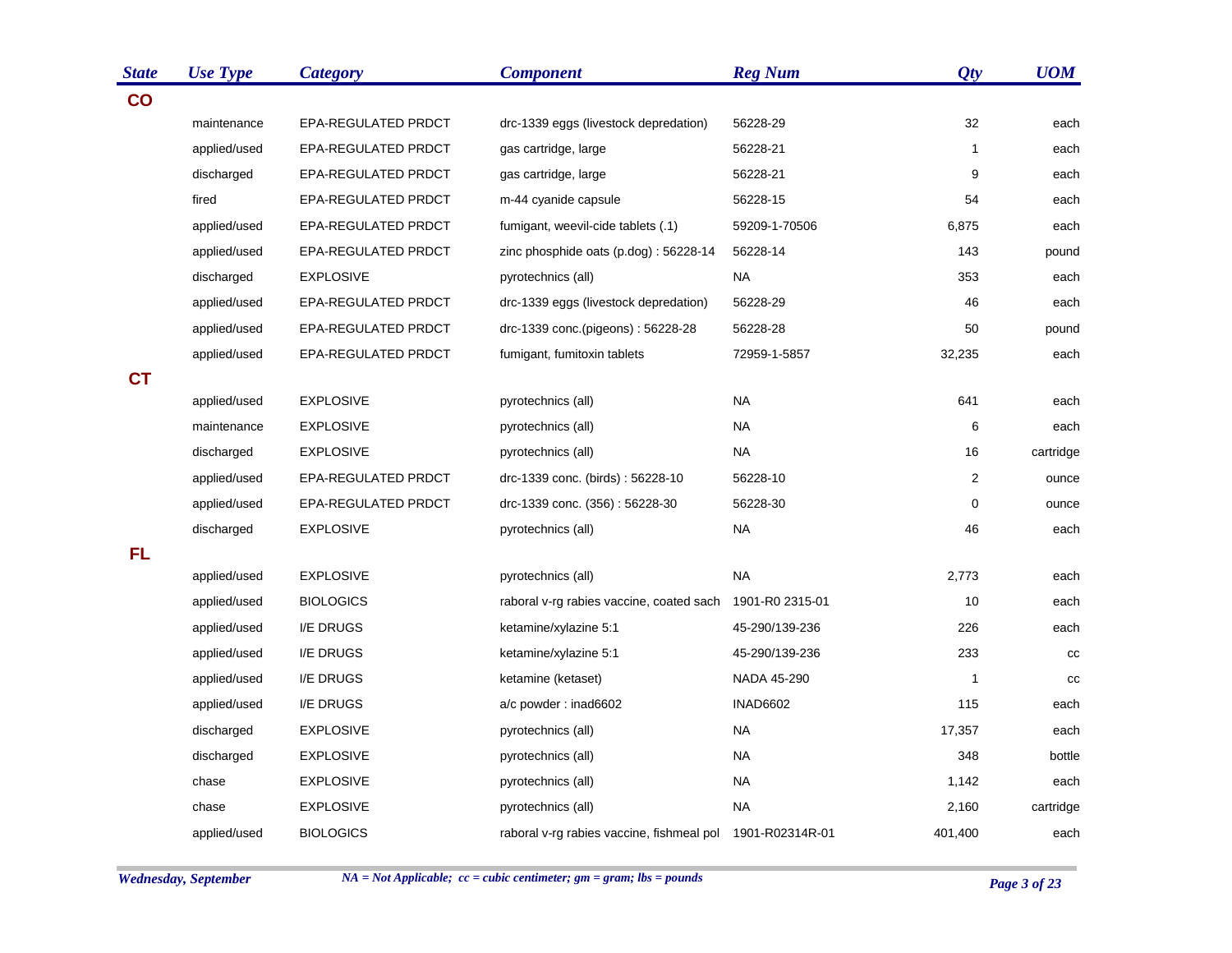| State | Use Type | Category | Component | Reg Num | Qty | UOM |
|---|---|---|---|---|---|---|
| **CO** | | | | | | |
| | maintenance | EPA-REGULATED PRDCT | drc-1339 eggs (livestock depredation) | 56228-29 | 32 | each |
| | applied/used | EPA-REGULATED PRDCT | gas cartridge, large | 56228-21 | 1 | each |
| | discharged | EPA-REGULATED PRDCT | gas cartridge, large | 56228-21 | 9 | each |
| | fired | EPA-REGULATED PRDCT | m-44 cyanide capsule | 56228-15 | 54 | each |
| | applied/used | EPA-REGULATED PRDCT | fumigant, weevil-cide tablets (.1) | 59209-1-70506 | 6,875 | each |
| | applied/used | EPA-REGULATED PRDCT | zinc phosphide oats (p.dog) : 56228-14 | 56228-14 | 143 | pound |
| | discharged | EXPLOSIVE | pyrotechnics (all) | NA | 353 | each |
| | applied/used | EPA-REGULATED PRDCT | drc-1339 eggs (livestock depredation) | 56228-29 | 46 | each |
| | applied/used | EPA-REGULATED PRDCT | drc-1339 conc.(pigeons) : 56228-28 | 56228-28 | 50 | pound |
| | applied/used | EPA-REGULATED PRDCT | fumigant, fumitoxin tablets | 72959-1-5857 | 32,235 | each |
| **CT** | | | | | | |
| | applied/used | EXPLOSIVE | pyrotechnics (all) | NA | 641 | each |
| | maintenance | EXPLOSIVE | pyrotechnics (all) | NA | 6 | each |
| | discharged | EXPLOSIVE | pyrotechnics (all) | NA | 16 | cartridge |
| | applied/used | EPA-REGULATED PRDCT | drc-1339 conc. (birds) : 56228-10 | 56228-10 | 2 | ounce |
| | applied/used | EPA-REGULATED PRDCT | drc-1339 conc. (356) : 56228-30 | 56228-30 | 0 | ounce |
| | discharged | EXPLOSIVE | pyrotechnics (all) | NA | 46 | each |
| **FL** | | | | | | |
| | applied/used | EXPLOSIVE | pyrotechnics (all) | NA | 2,773 | each |
| | applied/used | BIOLOGICS | raboral v-rg rabies vaccine, coated sach | 1901-R0 2315-01 | 10 | each |
| | applied/used | I/E DRUGS | ketamine/xylazine 5:1 | 45-290/139-236 | 226 | each |
| | applied/used | I/E DRUGS | ketamine/xylazine 5:1 | 45-290/139-236 | 233 | cc |
| | applied/used | I/E DRUGS | ketamine (ketaset) | NADA 45-290 | 1 | cc |
| | applied/used | I/E DRUGS | a/c powder : inad6602 | INAD6602 | 115 | each |
| | discharged | EXPLOSIVE | pyrotechnics (all) | NA | 17,357 | each |
| | discharged | EXPLOSIVE | pyrotechnics (all) | NA | 348 | bottle |
| | chase | EXPLOSIVE | pyrotechnics (all) | NA | 1,142 | each |
| | chase | EXPLOSIVE | pyrotechnics (all) | NA | 2,160 | cartridge |
| | applied/used | BIOLOGICS | raboral v-rg rabies vaccine, fishmeal pol | 1901-R02314R-01 | 401,400 | each |

*NA = Not Applicable; cc = cubic centimeter; gm = gram; lbs = pounds*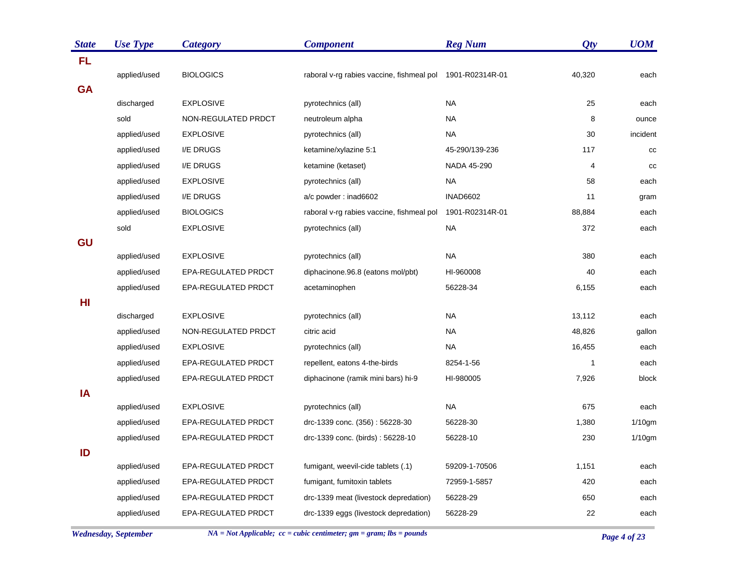| State | Use Type | Category | Component | Reg Num | Qty | UOM |
|---|---|---|---|---|---|---|
| **FL** | | | | | | |
| | applied/used | BIOLOGICS | raboral v-rg rabies vaccine, fishmeal pol | 1901-R02314R-01 | 40,320 | each |
| **GA** | | | | | | |
| | discharged | EXPLOSIVE | pyrotechnics (all) | NA | 25 | each |
| | sold | NON-REGULATED PRDCT | neutroleum alpha | NA | 8 | ounce |
| | applied/used | EXPLOSIVE | pyrotechnics (all) | NA | 30 | incident |
| | applied/used | I/E DRUGS | ketamine/xylazine 5:1 | 45-290/139-236 | 117 | cc |
| | applied/used | I/E DRUGS | ketamine (ketaset) | NADA 45-290 | 4 | cc |
| | applied/used | EXPLOSIVE | pyrotechnics (all) | NA | 58 | each |
| | applied/used | I/E DRUGS | a/c powder : inad6602 | INAD6602 | 11 | gram |
| | applied/used | BIOLOGICS | raboral v-rg rabies vaccine, fishmeal pol | 1901-R02314R-01 | 88,884 | each |
| | sold | EXPLOSIVE | pyrotechnics (all) | NA | 372 | each |
| **GU** | | | | | | |
| | applied/used | EXPLOSIVE | pyrotechnics (all) | NA | 380 | each |
| | applied/used | EPA-REGULATED PRDCT | diphacinone.96.8 (eatons mol/pbt) | HI-960008 | 40 | each |
| | applied/used | EPA-REGULATED PRDCT | acetaminophen | 56228-34 | 6,155 | each |
| **HI** | | | | | | |
| | discharged | EXPLOSIVE | pyrotechnics (all) | NA | 13,112 | each |
| | applied/used | NON-REGULATED PRDCT | citric acid | NA | 48,826 | gallon |
| | applied/used | EXPLOSIVE | pyrotechnics (all) | NA | 16,455 | each |
| | applied/used | EPA-REGULATED PRDCT | repellent, eatons 4-the-birds | 8254-1-56 | 1 | each |
| | applied/used | EPA-REGULATED PRDCT | diphacinone (ramik mini bars) hi-9 | HI-980005 | 7,926 | block |
| **IA** | | | | | | |
| | applied/used | EXPLOSIVE | pyrotechnics (all) | NA | 675 | each |
| | applied/used | EPA-REGULATED PRDCT | drc-1339 conc. (356) : 56228-30 | 56228-30 | 1,380 | 1/10gm |
| | applied/used | EPA-REGULATED PRDCT | drc-1339 conc. (birds) : 56228-10 | 56228-10 | 230 | 1/10gm |
| **ID** | | | | | | |
| | applied/used | EPA-REGULATED PRDCT | fumigant, weevil-cide tablets (.1) | 59209-1-70506 | 1,151 | each |
| | applied/used | EPA-REGULATED PRDCT | fumigant, fumitoxin tablets | 72959-1-5857 | 420 | each |
| | applied/used | EPA-REGULATED PRDCT | drc-1339 meat (livestock depredation) | 56228-29 | 650 | each |
| | applied/used | EPA-REGULATED PRDCT | drc-1339 eggs (livestock depredation) | 56228-29 | 22 | each |

*NA = Not Applicable; cc = cubic centimeter; gm = gram; lbs = pounds*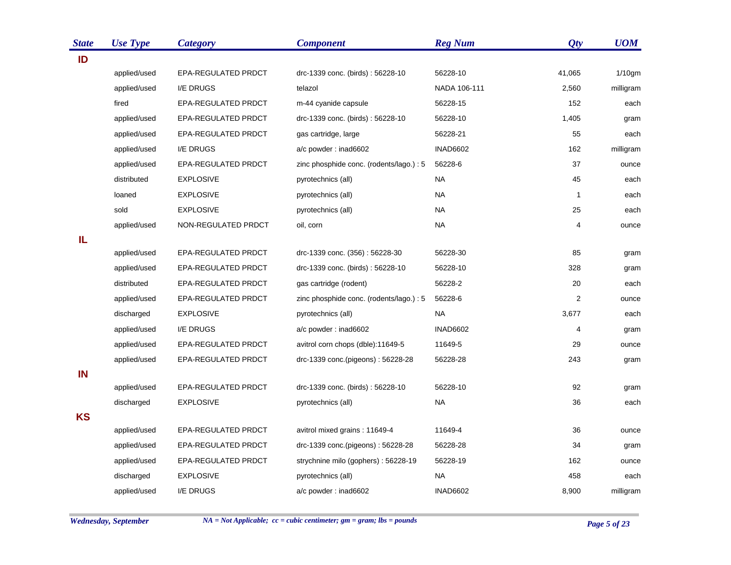| State | Use Type | Category | Component | Reg Num | Qty | UOM |
|---|---|---|---|---|---|---|
| **ID** | | | | | | |
| | applied/used | EPA-REGULATED PRDCT | drc-1339 conc. (birds) : 56228-10 | 56228-10 | 41,065 | 1/10gm |
| | applied/used | I/E DRUGS | telazol | NADA 106-111 | 2,560 | milligram |
| | fired | EPA-REGULATED PRDCT | m-44 cyanide capsule | 56228-15 | 152 | each |
| | applied/used | EPA-REGULATED PRDCT | drc-1339 conc. (birds) : 56228-10 | 56228-10 | 1,405 | gram |
| | applied/used | EPA-REGULATED PRDCT | gas cartridge, large | 56228-21 | 55 | each |
| | applied/used | I/E DRUGS | a/c powder : inad6602 | INAD6602 | 162 | milligram |
| | applied/used | EPA-REGULATED PRDCT | zinc phosphide conc. (rodents/lago.) : 5 | 56228-6 | 37 | ounce |
| | distributed | EXPLOSIVE | pyrotechnics (all) | NA | 45 | each |
| | loaned | EXPLOSIVE | pyrotechnics (all) | NA | 1 | each |
| | sold | EXPLOSIVE | pyrotechnics (all) | NA | 25 | each |
| | applied/used | NON-REGULATED PRDCT | oil, corn | NA | 4 | ounce |
| **IL** | | | | | | |
| | applied/used | EPA-REGULATED PRDCT | drc-1339 conc. (356) : 56228-30 | 56228-30 | 85 | gram |
| | applied/used | EPA-REGULATED PRDCT | drc-1339 conc. (birds) : 56228-10 | 56228-10 | 328 | gram |
| | distributed | EPA-REGULATED PRDCT | gas cartridge (rodent) | 56228-2 | 20 | each |
| | applied/used | EPA-REGULATED PRDCT | zinc phosphide conc. (rodents/lago.) : 5 | 56228-6 | 2 | ounce |
| | discharged | EXPLOSIVE | pyrotechnics (all) | NA | 3,677 | each |
| | applied/used | I/E DRUGS | a/c powder : inad6602 | INAD6602 | 4 | gram |
| | applied/used | EPA-REGULATED PRDCT | avitrol corn chops (dble):11649-5 | 11649-5 | 29 | ounce |
| | applied/used | EPA-REGULATED PRDCT | drc-1339 conc.(pigeons) : 56228-28 | 56228-28 | 243 | gram |
| **IN** | | | | | | |
| | applied/used | EPA-REGULATED PRDCT | drc-1339 conc. (birds) : 56228-10 | 56228-10 | 92 | gram |
| | discharged | EXPLOSIVE | pyrotechnics (all) | NA | 36 | each |
| **KS** | | | | | | |
| | applied/used | EPA-REGULATED PRDCT | avitrol mixed grains : 11649-4 | 11649-4 | 36 | ounce |
| | applied/used | EPA-REGULATED PRDCT | drc-1339 conc.(pigeons) : 56228-28 | 56228-28 | 34 | gram |
| | applied/used | EPA-REGULATED PRDCT | strychnine milo (gophers) : 56228-19 | 56228-19 | 162 | ounce |
| | discharged | EXPLOSIVE | pyrotechnics (all) | NA | 458 | each |
| | applied/used | I/E DRUGS | a/c powder : inad6602 | INAD6602 | 8,900 | milligram |

*NA = Not Applicable; cc = cubic centimeter; gm = gram; lbs = pounds*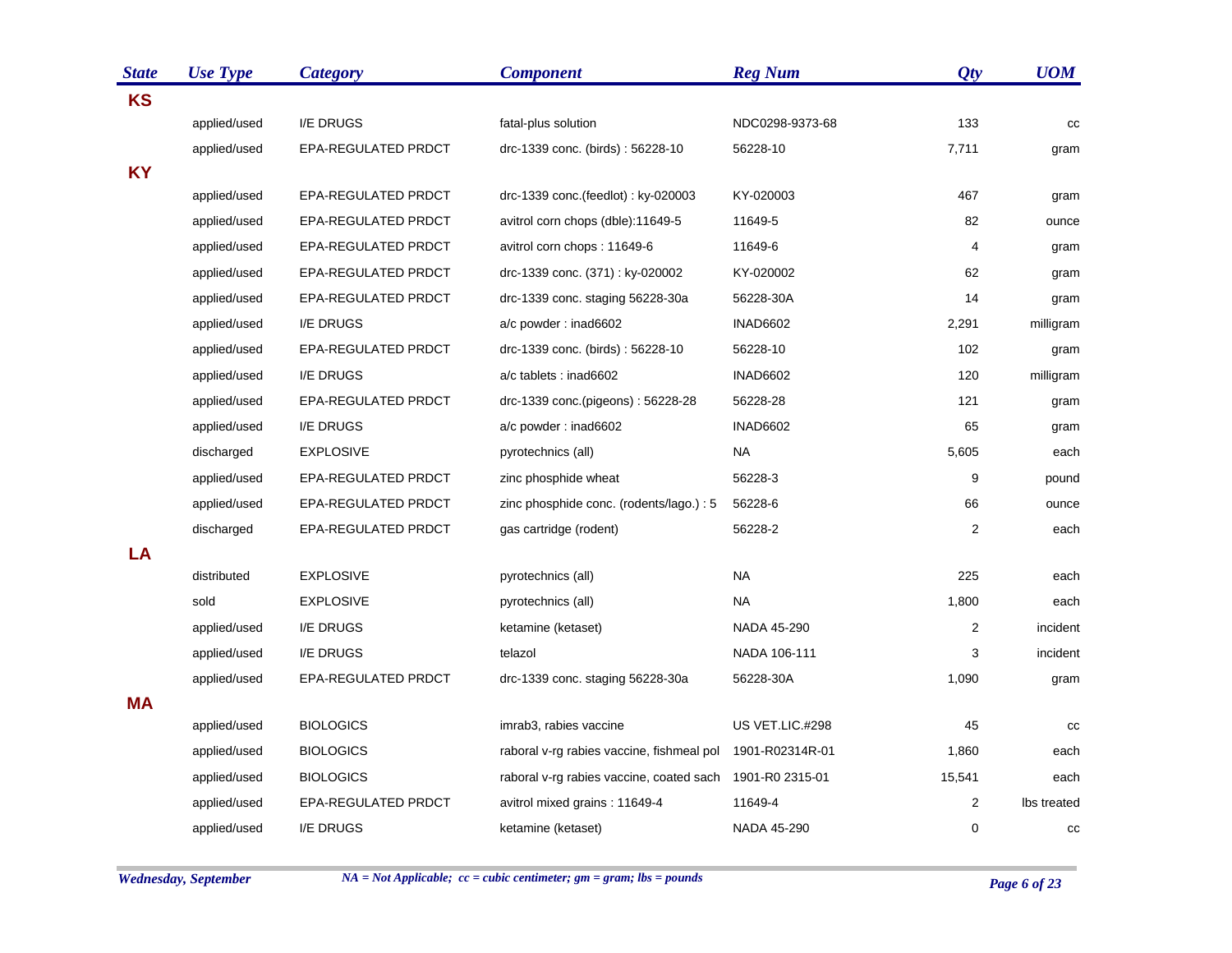| State | Use Type | Category | Component | Reg Num | Qty | UOM |
|---|---|---|---|---|---|---|
| **KS** | | | | | | |
| | applied/used | I/E DRUGS | fatal-plus solution | NDC0298-9373-68 | 133 | cc |
| | applied/used | EPA-REGULATED PRDCT | drc-1339 conc. (birds) : 56228-10 | 56228-10 | 7,711 | gram |
| **KY** | | | | | | |
| | applied/used | EPA-REGULATED PRDCT | drc-1339 conc.(feedlot) : ky-020003 | KY-020003 | 467 | gram |
| | applied/used | EPA-REGULATED PRDCT | avitrol corn chops (dble):11649-5 | 11649-5 | 82 | ounce |
| | applied/used | EPA-REGULATED PRDCT | avitrol corn chops : 11649-6 | 11649-6 | 4 | gram |
| | applied/used | EPA-REGULATED PRDCT | drc-1339 conc. (371) : ky-020002 | KY-020002 | 62 | gram |
| | applied/used | EPA-REGULATED PRDCT | drc-1339 conc. staging 56228-30a | 56228-30A | 14 | gram |
| | applied/used | I/E DRUGS | a/c powder : inad6602 | INAD6602 | 2,291 | milligram |
| | applied/used | EPA-REGULATED PRDCT | drc-1339 conc. (birds) : 56228-10 | 56228-10 | 102 | gram |
| | applied/used | I/E DRUGS | a/c tablets : inad6602 | INAD6602 | 120 | milligram |
| | applied/used | EPA-REGULATED PRDCT | drc-1339 conc.(pigeons) : 56228-28 | 56228-28 | 121 | gram |
| | applied/used | I/E DRUGS | a/c powder : inad6602 | INAD6602 | 65 | gram |
| | discharged | EXPLOSIVE | pyrotechnics (all) | NA | 5,605 | each |
| | applied/used | EPA-REGULATED PRDCT | zinc phosphide wheat | 56228-3 | 9 | pound |
| | applied/used | EPA-REGULATED PRDCT | zinc phosphide conc. (rodents/lago.) : 5 | 56228-6 | 66 | ounce |
| | discharged | EPA-REGULATED PRDCT | gas cartridge (rodent) | 56228-2 | 2 | each |
| **LA** | | | | | | |
| | distributed | EXPLOSIVE | pyrotechnics (all) | NA | 225 | each |
| | sold | EXPLOSIVE | pyrotechnics (all) | NA | 1,800 | each |
| | applied/used | I/E DRUGS | ketamine (ketaset) | NADA 45-290 | 2 | incident |
| | applied/used | I/E DRUGS | telazol | NADA 106-111 | 3 | incident |
| | applied/used | EPA-REGULATED PRDCT | drc-1339 conc. staging 56228-30a | 56228-30A | 1,090 | gram |
| **MA** | | | | | | |
| | applied/used | BIOLOGICS | imrab3, rabies vaccine | US VET.LIC.#298 | 45 | cc |
| | applied/used | BIOLOGICS | raboral v-rg rabies vaccine, fishmeal pol | 1901-R02314R-01 | 1,860 | each |
| | applied/used | BIOLOGICS | raboral v-rg rabies vaccine, coated sach | 1901-R0 2315-01 | 15,541 | each |
| | applied/used | EPA-REGULATED PRDCT | avitrol mixed grains : 11649-4 | 11649-4 | 2 | lbs treated |
| | applied/used | I/E DRUGS | ketamine (ketaset) | NADA 45-290 | 0 | cc |

*NA = Not Applicable; cc = cubic centimeter; gm = gram; lbs = pounds*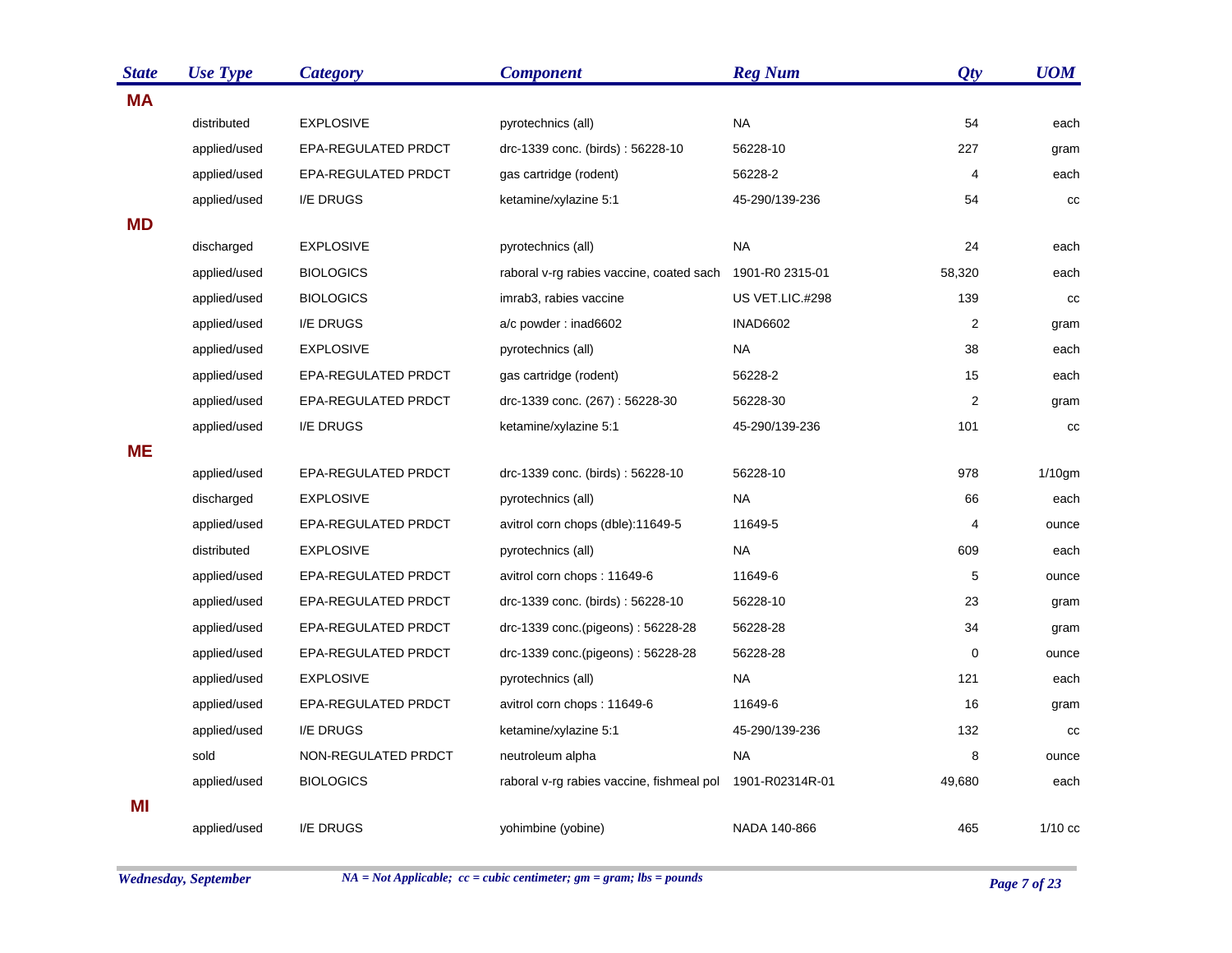| State | Use Type | Category | Component | Reg Num | Qty | UOM |
|---|---|---|---|---|---|---|
| **MA** | | | | | | |
| | distributed | EXPLOSIVE | pyrotechnics (all) | NA | 54 | each |
| | applied/used | EPA-REGULATED PRDCT | drc-1339 conc. (birds) : 56228-10 | 56228-10 | 227 | gram |
| | applied/used | EPA-REGULATED PRDCT | gas cartridge (rodent) | 56228-2 | 4 | each |
| | applied/used | I/E DRUGS | ketamine/xylazine 5:1 | 45-290/139-236 | 54 | cc |
| **MD** | | | | | | |
| | discharged | EXPLOSIVE | pyrotechnics (all) | NA | 24 | each |
| | applied/used | BIOLOGICS | raboral v-rg rabies vaccine, coated sach | 1901-R0 2315-01 | 58,320 | each |
| | applied/used | BIOLOGICS | imrab3, rabies vaccine | US VET.LIC.#298 | 139 | cc |
| | applied/used | I/E DRUGS | a/c powder : inad6602 | INAD6602 | 2 | gram |
| | applied/used | EXPLOSIVE | pyrotechnics (all) | NA | 38 | each |
| | applied/used | EPA-REGULATED PRDCT | gas cartridge (rodent) | 56228-2 | 15 | each |
| | applied/used | EPA-REGULATED PRDCT | drc-1339 conc. (267) : 56228-30 | 56228-30 | 2 | gram |
| | applied/used | I/E DRUGS | ketamine/xylazine 5:1 | 45-290/139-236 | 101 | cc |
| **ME** | | | | | | |
| | applied/used | EPA-REGULATED PRDCT | drc-1339 conc. (birds) : 56228-10 | 56228-10 | 978 | 1/10gm |
| | discharged | EXPLOSIVE | pyrotechnics (all) | NA | 66 | each |
| | applied/used | EPA-REGULATED PRDCT | avitrol corn chops (dble):11649-5 | 11649-5 | 4 | ounce |
| | distributed | EXPLOSIVE | pyrotechnics (all) | NA | 609 | each |
| | applied/used | EPA-REGULATED PRDCT | avitrol corn chops : 11649-6 | 11649-6 | 5 | ounce |
| | applied/used | EPA-REGULATED PRDCT | drc-1339 conc. (birds) : 56228-10 | 56228-10 | 23 | gram |
| | applied/used | EPA-REGULATED PRDCT | drc-1339 conc.(pigeons) : 56228-28 | 56228-28 | 34 | gram |
| | applied/used | EPA-REGULATED PRDCT | drc-1339 conc.(pigeons) : 56228-28 | 56228-28 | 0 | ounce |
| | applied/used | EXPLOSIVE | pyrotechnics (all) | NA | 121 | each |
| | applied/used | EPA-REGULATED PRDCT | avitrol corn chops : 11649-6 | 11649-6 | 16 | gram |
| | applied/used | I/E DRUGS | ketamine/xylazine 5:1 | 45-290/139-236 | 132 | cc |
| | sold | NON-REGULATED PRDCT | neutroleum alpha | NA | 8 | ounce |
| | applied/used | BIOLOGICS | raboral v-rg rabies vaccine, fishmeal pol | 1901-R02314R-01 | 49,680 | each |
| **MI** | | | | | | |
| | applied/used | I/E DRUGS | yohimbine (yobine) | NADA 140-866 | 465 | 1/10 cc |

*NA = Not Applicable; cc = cubic centimeter; gm = gram; lbs = pounds*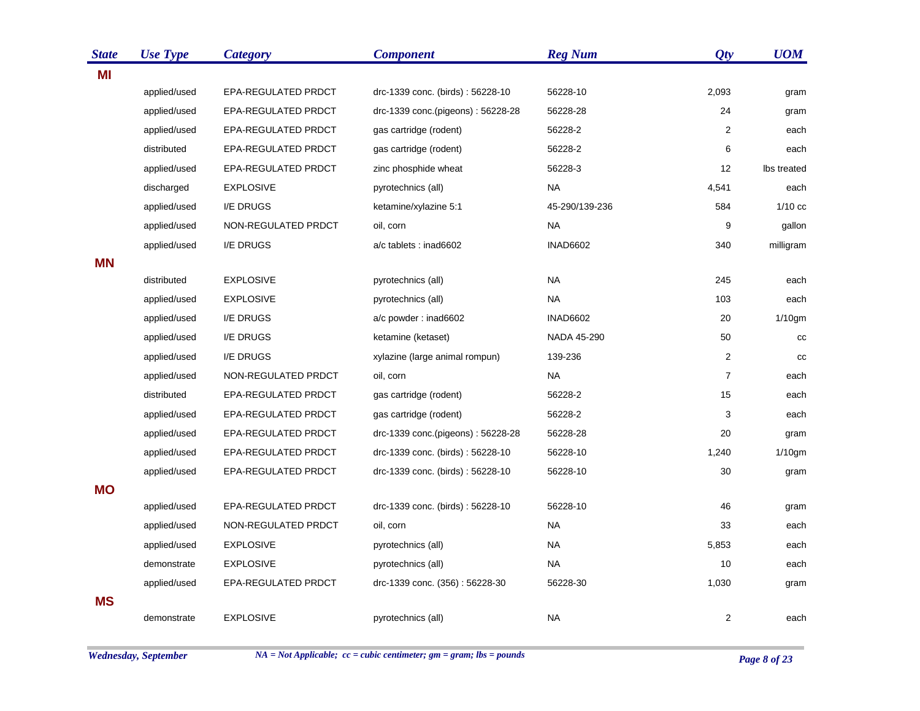| State | Use Type | Category | Component | Reg Num | Qty | UOM |
|---|---|---|---|---|---|---|
| **MI** | | | | | | |
| | applied/used | EPA-REGULATED PRDCT | drc-1339 conc. (birds) : 56228-10 | 56228-10 | 2,093 | gram |
| | applied/used | EPA-REGULATED PRDCT | drc-1339 conc.(pigeons) : 56228-28 | 56228-28 | 24 | gram |
| | applied/used | EPA-REGULATED PRDCT | gas cartridge (rodent) | 56228-2 | 2 | each |
| | distributed | EPA-REGULATED PRDCT | gas cartridge (rodent) | 56228-2 | 6 | each |
| | applied/used | EPA-REGULATED PRDCT | zinc phosphide wheat | 56228-3 | 12 | lbs treated |
| | discharged | EXPLOSIVE | pyrotechnics (all) | NA | 4,541 | each |
| | applied/used | I/E DRUGS | ketamine/xylazine 5:1 | 45-290/139-236 | 584 | 1/10 cc |
| | applied/used | NON-REGULATED PRDCT | oil, corn | NA | 9 | gallon |
| | applied/used | I/E DRUGS | a/c tablets : inad6602 | INAD6602 | 340 | milligram |
| **MN** | | | | | | |
| | distributed | EXPLOSIVE | pyrotechnics (all) | NA | 245 | each |
| | applied/used | EXPLOSIVE | pyrotechnics (all) | NA | 103 | each |
| | applied/used | I/E DRUGS | a/c powder : inad6602 | INAD6602 | 20 | 1/10gm |
| | applied/used | I/E DRUGS | ketamine (ketaset) | NADA 45-290 | 50 | cc |
| | applied/used | I/E DRUGS | xylazine (large animal rompun) | 139-236 | 2 | cc |
| | applied/used | NON-REGULATED PRDCT | oil, corn | NA | 7 | each |
| | distributed | EPA-REGULATED PRDCT | gas cartridge (rodent) | 56228-2 | 15 | each |
| | applied/used | EPA-REGULATED PRDCT | gas cartridge (rodent) | 56228-2 | 3 | each |
| | applied/used | EPA-REGULATED PRDCT | drc-1339 conc.(pigeons) : 56228-28 | 56228-28 | 20 | gram |
| | applied/used | EPA-REGULATED PRDCT | drc-1339 conc. (birds) : 56228-10 | 56228-10 | 1,240 | 1/10gm |
| | applied/used | EPA-REGULATED PRDCT | drc-1339 conc. (birds) : 56228-10 | 56228-10 | 30 | gram |
| **MO** | | | | | | |
| | applied/used | EPA-REGULATED PRDCT | drc-1339 conc. (birds) : 56228-10 | 56228-10 | 46 | gram |
| | applied/used | NON-REGULATED PRDCT | oil, corn | NA | 33 | each |
| | applied/used | EXPLOSIVE | pyrotechnics (all) | NA | 5,853 | each |
| | demonstrate | EXPLOSIVE | pyrotechnics (all) | NA | 10 | each |
| | applied/used | EPA-REGULATED PRDCT | drc-1339 conc. (356) : 56228-30 | 56228-30 | 1,030 | gram |
| **MS** | | | | | | |
| | demonstrate | EXPLOSIVE | pyrotechnics (all) | NA | 2 | each |

*NA = Not Applicable; cc = cubic centimeter; gm = gram; lbs = pounds*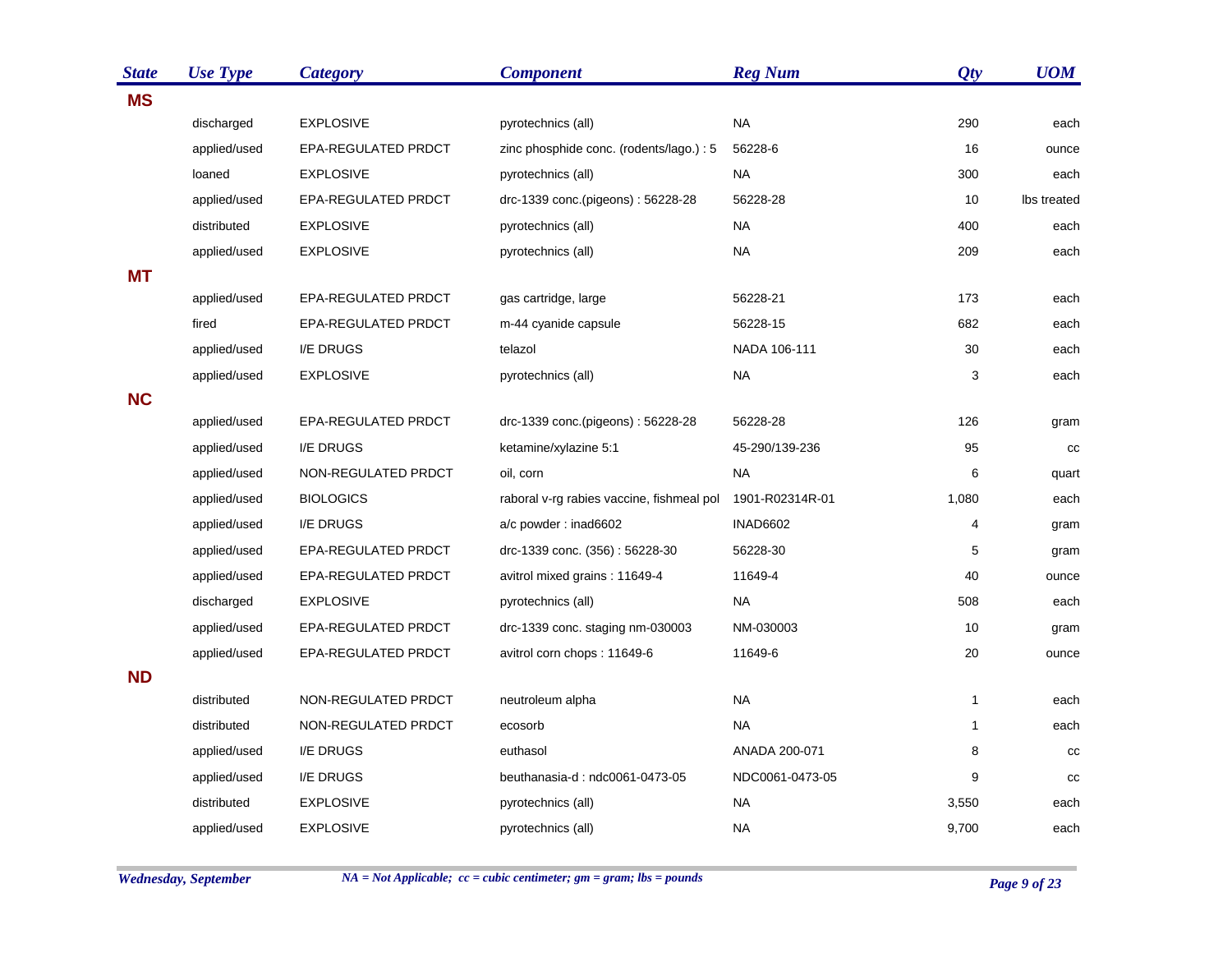| State | Use Type | Category | Component | Reg Num | Qty | UOM |
|---|---|---|---|---|---|---|
| **MS** | | | | | | |
| | discharged | EXPLOSIVE | pyrotechnics (all) | NA | 290 | each |
| | applied/used | EPA-REGULATED PRDCT | zinc phosphide conc. (rodents/lago.) : 5 | 56228-6 | 16 | ounce |
| | loaned | EXPLOSIVE | pyrotechnics (all) | NA | 300 | each |
| | applied/used | EPA-REGULATED PRDCT | drc-1339 conc.(pigeons) : 56228-28 | 56228-28 | 10 | lbs treated |
| | distributed | EXPLOSIVE | pyrotechnics (all) | NA | 400 | each |
| | applied/used | EXPLOSIVE | pyrotechnics (all) | NA | 209 | each |
| **MT** | | | | | | |
| | applied/used | EPA-REGULATED PRDCT | gas cartridge, large | 56228-21 | 173 | each |
| | fired | EPA-REGULATED PRDCT | m-44 cyanide capsule | 56228-15 | 682 | each |
| | applied/used | I/E DRUGS | telazol | NADA 106-111 | 30 | each |
| | applied/used | EXPLOSIVE | pyrotechnics (all) | NA | 3 | each |
| **NC** | | | | | | |
| | applied/used | EPA-REGULATED PRDCT | drc-1339 conc.(pigeons) : 56228-28 | 56228-28 | 126 | gram |
| | applied/used | I/E DRUGS | ketamine/xylazine 5:1 | 45-290/139-236 | 95 | cc |
| | applied/used | NON-REGULATED PRDCT | oil, corn | NA | 6 | quart |
| | applied/used | BIOLOGICS | raboral v-rg rabies vaccine, fishmeal pol | 1901-R02314R-01 | 1,080 | each |
| | applied/used | I/E DRUGS | a/c powder : inad6602 | INAD6602 | 4 | gram |
| | applied/used | EPA-REGULATED PRDCT | drc-1339 conc. (356) : 56228-30 | 56228-30 | 5 | gram |
| | applied/used | EPA-REGULATED PRDCT | avitrol mixed grains : 11649-4 | 11649-4 | 40 | ounce |
| | discharged | EXPLOSIVE | pyrotechnics (all) | NA | 508 | each |
| | applied/used | EPA-REGULATED PRDCT | drc-1339 conc. staging nm-030003 | NM-030003 | 10 | gram |
| | applied/used | EPA-REGULATED PRDCT | avitrol corn chops : 11649-6 | 11649-6 | 20 | ounce |
| **ND** | | | | | | |
| | distributed | NON-REGULATED PRDCT | neutroleum alpha | NA | 1 | each |
| | distributed | NON-REGULATED PRDCT | ecosorb | NA | 1 | each |
| | applied/used | I/E DRUGS | euthasol | ANADA 200-071 | 8 | cc |
| | applied/used | I/E DRUGS | beuthanasia-d : ndc0061-0473-05 | NDC0061-0473-05 | 9 | cc |
| | distributed | EXPLOSIVE | pyrotechnics (all) | NA | 3,550 | each |
| | applied/used | EXPLOSIVE | pyrotechnics (all) | NA | 9,700 | each |

*NA = Not Applicable; cc = cubic centimeter; gm = gram; lbs = pounds*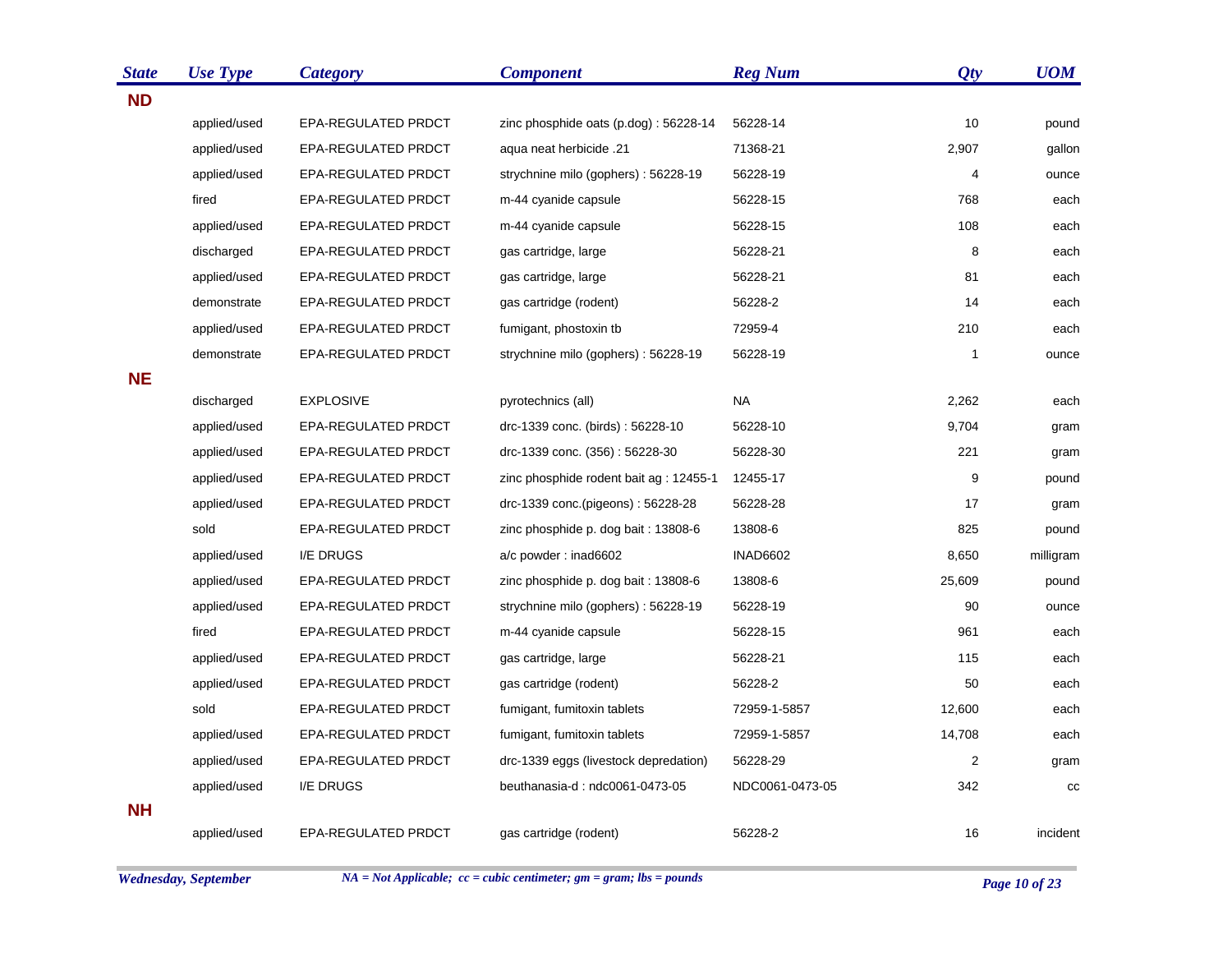| State | Use Type | Category | Component | Reg Num | Qty | UOM |
|---|---|---|---|---|---|---|
| **ND** | | | | | | |
| | applied/used | EPA-REGULATED PRDCT | zinc phosphide oats (p.dog) : 56228-14 | 56228-14 | 10 | pound |
| | applied/used | EPA-REGULATED PRDCT | aqua neat herbicide .21 | 71368-21 | 2,907 | gallon |
| | applied/used | EPA-REGULATED PRDCT | strychnine milo (gophers) : 56228-19 | 56228-19 | 4 | ounce |
| | fired | EPA-REGULATED PRDCT | m-44 cyanide capsule | 56228-15 | 768 | each |
| | applied/used | EPA-REGULATED PRDCT | m-44 cyanide capsule | 56228-15 | 108 | each |
| | discharged | EPA-REGULATED PRDCT | gas cartridge, large | 56228-21 | 8 | each |
| | applied/used | EPA-REGULATED PRDCT | gas cartridge, large | 56228-21 | 81 | each |
| | demonstrate | EPA-REGULATED PRDCT | gas cartridge (rodent) | 56228-2 | 14 | each |
| | applied/used | EPA-REGULATED PRDCT | fumigant, phostoxin tb | 72959-4 | 210 | each |
| | demonstrate | EPA-REGULATED PRDCT | strychnine milo (gophers) : 56228-19 | 56228-19 | 1 | ounce |
| **NE** | | | | | | |
| | discharged | EXPLOSIVE | pyrotechnics (all) | NA | 2,262 | each |
| | applied/used | EPA-REGULATED PRDCT | drc-1339 conc. (birds) : 56228-10 | 56228-10 | 9,704 | gram |
| | applied/used | EPA-REGULATED PRDCT | drc-1339 conc. (356) : 56228-30 | 56228-30 | 221 | gram |
| | applied/used | EPA-REGULATED PRDCT | zinc phosphide rodent bait ag : 12455-1 | 12455-17 | 9 | pound |
| | applied/used | EPA-REGULATED PRDCT | drc-1339 conc.(pigeons) : 56228-28 | 56228-28 | 17 | gram |
| | sold | EPA-REGULATED PRDCT | zinc phosphide p. dog bait : 13808-6 | 13808-6 | 825 | pound |
| | applied/used | I/E DRUGS | a/c powder : inad6602 | INAD6602 | 8,650 | milligram |
| | applied/used | EPA-REGULATED PRDCT | zinc phosphide p. dog bait : 13808-6 | 13808-6 | 25,609 | pound |
| | applied/used | EPA-REGULATED PRDCT | strychnine milo (gophers) : 56228-19 | 56228-19 | 90 | ounce |
| | fired | EPA-REGULATED PRDCT | m-44 cyanide capsule | 56228-15 | 961 | each |
| | applied/used | EPA-REGULATED PRDCT | gas cartridge, large | 56228-21 | 115 | each |
| | applied/used | EPA-REGULATED PRDCT | gas cartridge (rodent) | 56228-2 | 50 | each |
| | sold | EPA-REGULATED PRDCT | fumigant, fumitoxin tablets | 72959-1-5857 | 12,600 | each |
| | applied/used | EPA-REGULATED PRDCT | fumigant, fumitoxin tablets | 72959-1-5857 | 14,708 | each |
| | applied/used | EPA-REGULATED PRDCT | drc-1339 eggs (livestock depredation) | 56228-29 | 2 | gram |
| | applied/used | I/E DRUGS | beuthanasia-d : ndc0061-0473-05 | NDC0061-0473-05 | 342 | cc |
| **NH** | | | | | | |
| | applied/used | EPA-REGULATED PRDCT | gas cartridge (rodent) | 56228-2 | 16 | incident |

*NA = Not Applicable; cc = cubic centimeter; gm = gram; lbs = pounds*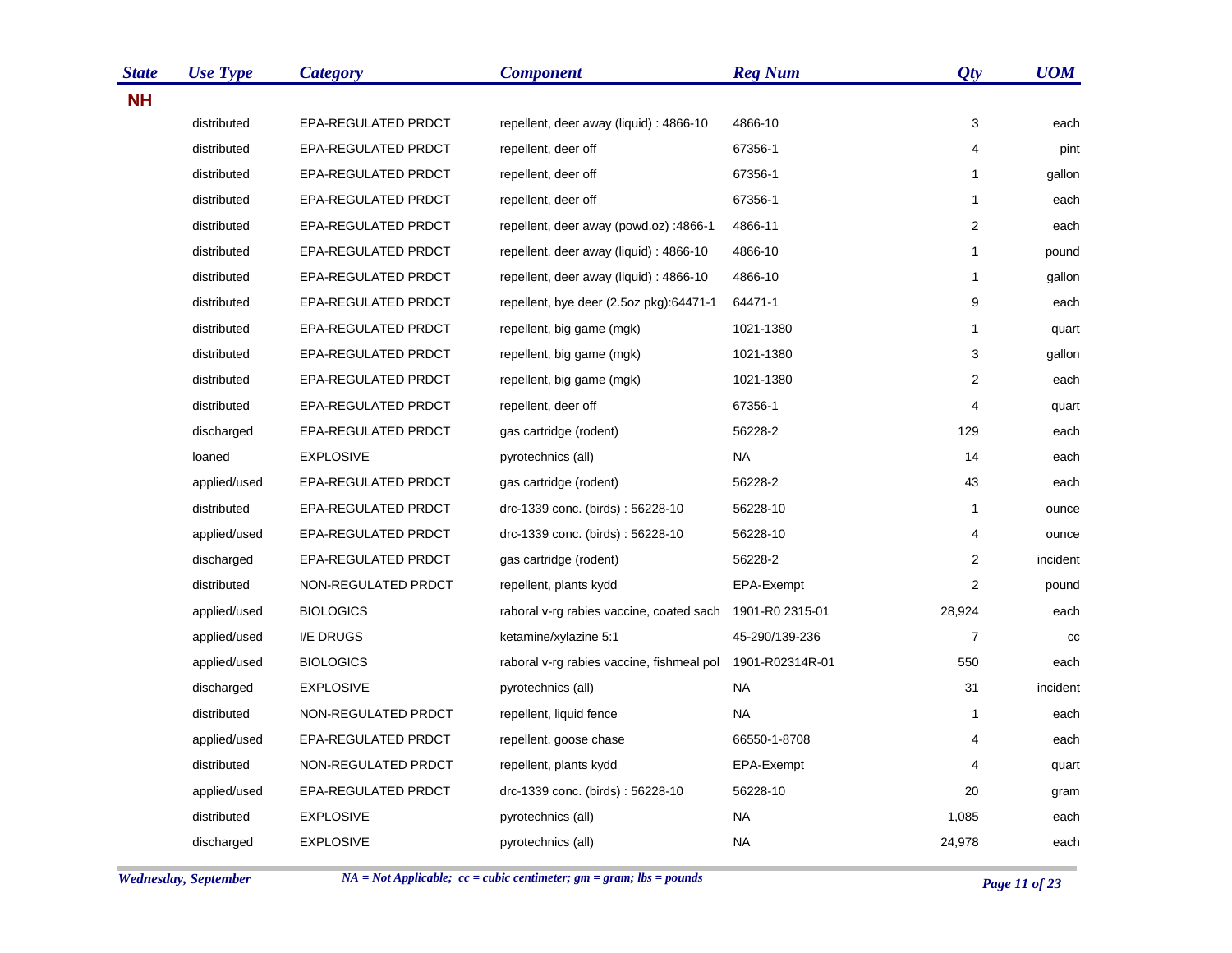| State | Use Type | Category | Component | Reg Num | Qty | UOM |
|---|---|---|---|---|---|---|
| **NH** | | | | | | |
| | distributed | EPA-REGULATED PRDCT | repellent, deer away (liquid) : 4866-10 | 4866-10 | 3 | each |
| | distributed | EPA-REGULATED PRDCT | repellent, deer off | 67356-1 | 4 | pint |
| | distributed | EPA-REGULATED PRDCT | repellent, deer off | 67356-1 | 1 | gallon |
| | distributed | EPA-REGULATED PRDCT | repellent, deer off | 67356-1 | 1 | each |
| | distributed | EPA-REGULATED PRDCT | repellent, deer away (powd.oz) :4866-1 | 4866-11 | 2 | each |
| | distributed | EPA-REGULATED PRDCT | repellent, deer away (liquid) : 4866-10 | 4866-10 | 1 | pound |
| | distributed | EPA-REGULATED PRDCT | repellent, deer away (liquid) : 4866-10 | 4866-10 | 1 | gallon |
| | distributed | EPA-REGULATED PRDCT | repellent, bye deer (2.5oz pkg):64471-1 | 64471-1 | 9 | each |
| | distributed | EPA-REGULATED PRDCT | repellent, big game (mgk) | 1021-1380 | 1 | quart |
| | distributed | EPA-REGULATED PRDCT | repellent, big game (mgk) | 1021-1380 | 3 | gallon |
| | distributed | EPA-REGULATED PRDCT | repellent, big game (mgk) | 1021-1380 | 2 | each |
| | distributed | EPA-REGULATED PRDCT | repellent, deer off | 67356-1 | 4 | quart |
| | discharged | EPA-REGULATED PRDCT | gas cartridge (rodent) | 56228-2 | 129 | each |
| | loaned | EXPLOSIVE | pyrotechnics (all) | NA | 14 | each |
| | applied/used | EPA-REGULATED PRDCT | gas cartridge (rodent) | 56228-2 | 43 | each |
| | distributed | EPA-REGULATED PRDCT | drc-1339 conc. (birds) : 56228-10 | 56228-10 | 1 | ounce |
| | applied/used | EPA-REGULATED PRDCT | drc-1339 conc. (birds) : 56228-10 | 56228-10 | 4 | ounce |
| | discharged | EPA-REGULATED PRDCT | gas cartridge (rodent) | 56228-2 | 2 | incident |
| | distributed | NON-REGULATED PRDCT | repellent, plants kydd | EPA-Exempt | 2 | pound |
| | applied/used | BIOLOGICS | raboral v-rg rabies vaccine, coated sach | 1901-R0 2315-01 | 28,924 | each |
| | applied/used | I/E DRUGS | ketamine/xylazine 5:1 | 45-290/139-236 | 7 | cc |
| | applied/used | BIOLOGICS | raboral v-rg rabies vaccine, fishmeal pol | 1901-R02314R-01 | 550 | each |
| | discharged | EXPLOSIVE | pyrotechnics (all) | NA | 31 | incident |
| | distributed | NON-REGULATED PRDCT | repellent, liquid fence | NA | 1 | each |
| | applied/used | EPA-REGULATED PRDCT | repellent, goose chase | 66550-1-8708 | 4 | each |
| | distributed | NON-REGULATED PRDCT | repellent, plants kydd | EPA-Exempt | 4 | quart |
| | applied/used | EPA-REGULATED PRDCT | drc-1339 conc. (birds) : 56228-10 | 56228-10 | 20 | gram |
| | distributed | EXPLOSIVE | pyrotechnics (all) | NA | 1,085 | each |
| | discharged | EXPLOSIVE | pyrotechnics (all) | NA | 24,978 | each |

*Wednesday, September*

*NA = Not Applicable; cc = cubic centimeter; gm = gram; lbs = pounds*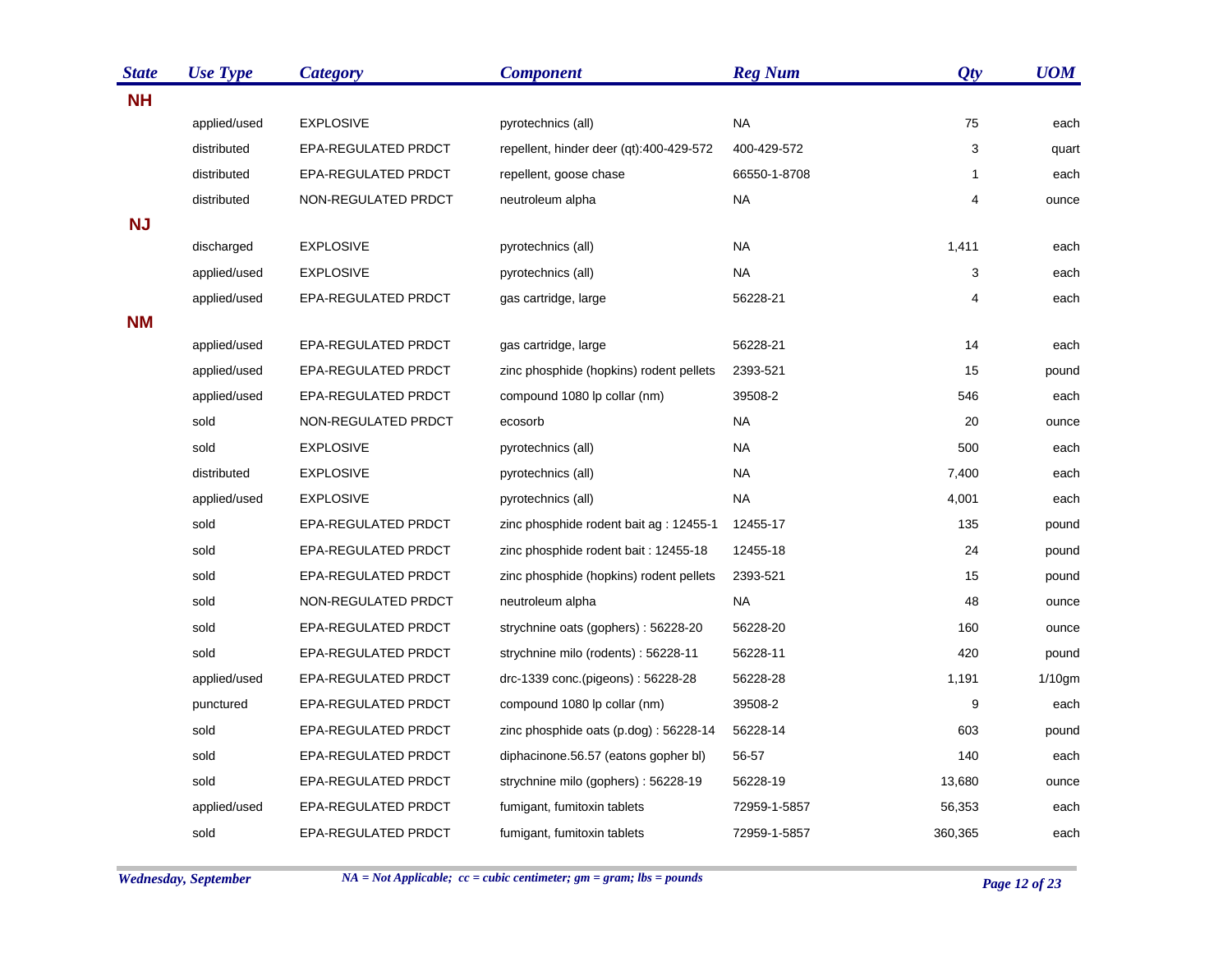| State | Use Type | Category | Component | Reg Num | Qty | UOM |
|---|---|---|---|---|---|---|
| **NH** | | | | | | |
| | applied/used | EXPLOSIVE | pyrotechnics (all) | NA | 75 | each |
| | distributed | EPA-REGULATED PRDCT | repellent, hinder deer (qt):400-429-572 | 400-429-572 | 3 | quart |
| | distributed | EPA-REGULATED PRDCT | repellent, goose chase | 66550-1-8708 | 1 | each |
| | distributed | NON-REGULATED PRDCT | neutroleum alpha | NA | 4 | ounce |
| **NJ** | | | | | | |
| | discharged | EXPLOSIVE | pyrotechnics (all) | NA | 1,411 | each |
| | applied/used | EXPLOSIVE | pyrotechnics (all) | NA | 3 | each |
| | applied/used | EPA-REGULATED PRDCT | gas cartridge, large | 56228-21 | 4 | each |
| **NM** | | | | | | |
| | applied/used | EPA-REGULATED PRDCT | gas cartridge, large | 56228-21 | 14 | each |
| | applied/used | EPA-REGULATED PRDCT | zinc phosphide (hopkins) rodent pellets | 2393-521 | 15 | pound |
| | applied/used | EPA-REGULATED PRDCT | compound 1080 lp collar (nm) | 39508-2 | 546 | each |
| | sold | NON-REGULATED PRDCT | ecosorb | NA | 20 | ounce |
| | sold | EXPLOSIVE | pyrotechnics (all) | NA | 500 | each |
| | distributed | EXPLOSIVE | pyrotechnics (all) | NA | 7,400 | each |
| | applied/used | EXPLOSIVE | pyrotechnics (all) | NA | 4,001 | each |
| | sold | EPA-REGULATED PRDCT | zinc phosphide rodent bait ag : 12455-1 | 12455-17 | 135 | pound |
| | sold | EPA-REGULATED PRDCT | zinc phosphide rodent bait : 12455-18 | 12455-18 | 24 | pound |
| | sold | EPA-REGULATED PRDCT | zinc phosphide (hopkins) rodent pellets | 2393-521 | 15 | pound |
| | sold | NON-REGULATED PRDCT | neutroleum alpha | NA | 48 | ounce |
| | sold | EPA-REGULATED PRDCT | strychnine oats (gophers) : 56228-20 | 56228-20 | 160 | ounce |
| | sold | EPA-REGULATED PRDCT | strychnine milo (rodents) : 56228-11 | 56228-11 | 420 | pound |
| | applied/used | EPA-REGULATED PRDCT | drc-1339 conc.(pigeons) : 56228-28 | 56228-28 | 1,191 | 1/10gm |
| | punctured | EPA-REGULATED PRDCT | compound 1080 lp collar (nm) | 39508-2 | 9 | each |
| | sold | EPA-REGULATED PRDCT | zinc phosphide oats (p.dog) : 56228-14 | 56228-14 | 603 | pound |
| | sold | EPA-REGULATED PRDCT | diphacinone.56.57 (eatons gopher bl) | 56-57 | 140 | each |
| | sold | EPA-REGULATED PRDCT | strychnine milo (gophers) : 56228-19 | 56228-19 | 13,680 | ounce |
| | applied/used | EPA-REGULATED PRDCT | fumigant, fumitoxin tablets | 72959-1-5857 | 56,353 | each |
| | sold | EPA-REGULATED PRDCT | fumigant, fumitoxin tablets | 72959-1-5857 | 360,365 | each |

*NA = Not Applicable; cc = cubic centimeter; gm = gram; lbs = pounds*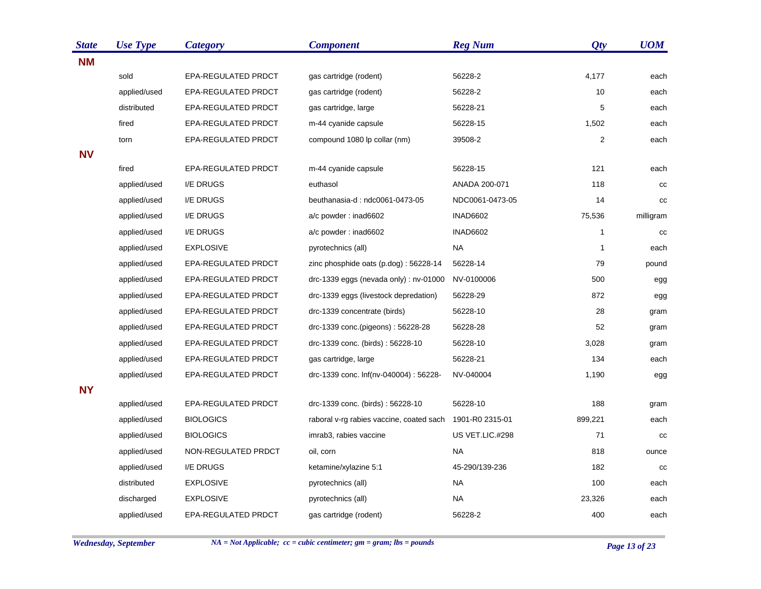| State | Use Type | Category | Component | Reg Num | Qty | UOM |
|---|---|---|---|---|---|---|
| **NM** | | | | | | |
| | sold | EPA-REGULATED PRDCT | gas cartridge (rodent) | 56228-2 | 4,177 | each |
| | applied/used | EPA-REGULATED PRDCT | gas cartridge (rodent) | 56228-2 | 10 | each |
| | distributed | EPA-REGULATED PRDCT | gas cartridge, large | 56228-21 | 5 | each |
| | fired | EPA-REGULATED PRDCT | m-44 cyanide capsule | 56228-15 | 1,502 | each |
| | torn | EPA-REGULATED PRDCT | compound 1080 lp collar (nm) | 39508-2 | 2 | each |
| **NV** | | | | | | |
| | fired | EPA-REGULATED PRDCT | m-44 cyanide capsule | 56228-15 | 121 | each |
| | applied/used | I/E DRUGS | euthasol | ANADA 200-071 | 118 | cc |
| | applied/used | I/E DRUGS | beuthanasia-d : ndc0061-0473-05 | NDC0061-0473-05 | 14 | cc |
| | applied/used | I/E DRUGS | a/c powder : inad6602 | INAD6602 | 75,536 | milligram |
| | applied/used | I/E DRUGS | a/c powder : inad6602 | INAD6602 | 1 | cc |
| | applied/used | EXPLOSIVE | pyrotechnics (all) | NA | 1 | each |
| | applied/used | EPA-REGULATED PRDCT | zinc phosphide oats (p.dog) : 56228-14 | 56228-14 | 79 | pound |
| | applied/used | EPA-REGULATED PRDCT | drc-1339 eggs (nevada only) : nv-01000 | NV-0100006 | 500 | egg |
| | applied/used | EPA-REGULATED PRDCT | drc-1339 eggs (livestock depredation) | 56228-29 | 872 | egg |
| | applied/used | EPA-REGULATED PRDCT | drc-1339 concentrate (birds) | 56228-10 | 28 | gram |
| | applied/used | EPA-REGULATED PRDCT | drc-1339 conc.(pigeons) : 56228-28 | 56228-28 | 52 | gram |
| | applied/used | EPA-REGULATED PRDCT | drc-1339 conc. (birds) : 56228-10 | 56228-10 | 3,028 | gram |
| | applied/used | EPA-REGULATED PRDCT | gas cartridge, large | 56228-21 | 134 | each |
| | applied/used | EPA-REGULATED PRDCT | drc-1339 conc. lnf(nv-040004) : 56228- | NV-040004 | 1,190 | egg |
| **NY** | | | | | | |
| | applied/used | EPA-REGULATED PRDCT | drc-1339 conc. (birds) : 56228-10 | 56228-10 | 188 | gram |
| | applied/used | BIOLOGICS | raboral v-rg rabies vaccine, coated sach | 1901-R0 2315-01 | 899,221 | each |
| | applied/used | BIOLOGICS | imrab3, rabies vaccine | US VET.LIC.#298 | 71 | cc |
| | applied/used | NON-REGULATED PRDCT | oil, corn | NA | 818 | ounce |
| | applied/used | I/E DRUGS | ketamine/xylazine 5:1 | 45-290/139-236 | 182 | cc |
| | distributed | EXPLOSIVE | pyrotechnics (all) | NA | 100 | each |
| | discharged | EXPLOSIVE | pyrotechnics (all) | NA | 23,326 | each |
| | applied/used | EPA-REGULATED PRDCT | gas cartridge (rodent) | 56228-2 | 400 | each |

*NA = Not Applicable; cc = cubic centimeter; gm = gram; lbs = pounds*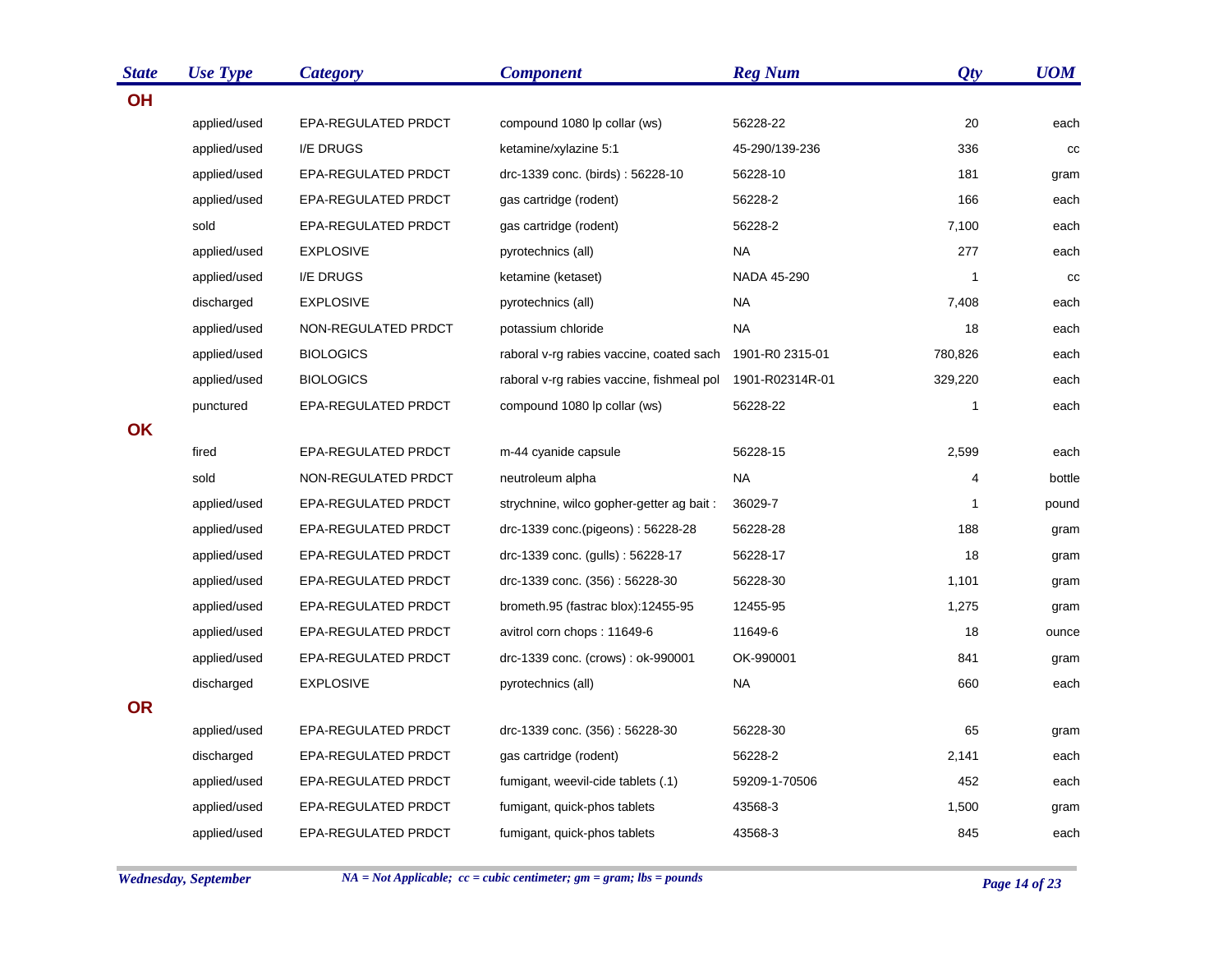| State | Use Type | Category | Component | Reg Num | Qty | UOM |
|---|---|---|---|---|---|---|
| **OH** | | | | | | |
| | applied/used | EPA-REGULATED PRDCT | compound 1080 lp collar (ws) | 56228-22 | 20 | each |
| | applied/used | I/E DRUGS | ketamine/xylazine 5:1 | 45-290/139-236 | 336 | cc |
| | applied/used | EPA-REGULATED PRDCT | drc-1339 conc. (birds) : 56228-10 | 56228-10 | 181 | gram |
| | applied/used | EPA-REGULATED PRDCT | gas cartridge (rodent) | 56228-2 | 166 | each |
| | sold | EPA-REGULATED PRDCT | gas cartridge (rodent) | 56228-2 | 7,100 | each |
| | applied/used | EXPLOSIVE | pyrotechnics (all) | NA | 277 | each |
| | applied/used | I/E DRUGS | ketamine (ketaset) | NADA 45-290 | 1 | cc |
| | discharged | EXPLOSIVE | pyrotechnics (all) | NA | 7,408 | each |
| | applied/used | NON-REGULATED PRDCT | potassium chloride | NA | 18 | each |
| | applied/used | BIOLOGICS | raboral v-rg rabies vaccine, coated sach | 1901-R0 2315-01 | 780,826 | each |
| | applied/used | BIOLOGICS | raboral v-rg rabies vaccine, fishmeal pol | 1901-R02314R-01 | 329,220 | each |
| | punctured | EPA-REGULATED PRDCT | compound 1080 lp collar (ws) | 56228-22 | 1 | each |
| **OK** | | | | | | |
| | fired | EPA-REGULATED PRDCT | m-44 cyanide capsule | 56228-15 | 2,599 | each |
| | sold | NON-REGULATED PRDCT | neutroleum alpha | NA | 4 | bottle |
| | applied/used | EPA-REGULATED PRDCT | strychnine, wilco gopher-getter ag bait : | 36029-7 | 1 | pound |
| | applied/used | EPA-REGULATED PRDCT | drc-1339 conc.(pigeons) : 56228-28 | 56228-28 | 188 | gram |
| | applied/used | EPA-REGULATED PRDCT | drc-1339 conc. (gulls) : 56228-17 | 56228-17 | 18 | gram |
| | applied/used | EPA-REGULATED PRDCT | drc-1339 conc. (356) : 56228-30 | 56228-30 | 1,101 | gram |
| | applied/used | EPA-REGULATED PRDCT | brometh.95 (fastrac blox):12455-95 | 12455-95 | 1,275 | gram |
| | applied/used | EPA-REGULATED PRDCT | avitrol corn chops : 11649-6 | 11649-6 | 18 | ounce |
| | applied/used | EPA-REGULATED PRDCT | drc-1339 conc. (crows) : ok-990001 | OK-990001 | 841 | gram |
| | discharged | EXPLOSIVE | pyrotechnics (all) | NA | 660 | each |
| **OR** | | | | | | |
| | applied/used | EPA-REGULATED PRDCT | drc-1339 conc. (356) : 56228-30 | 56228-30 | 65 | gram |
| | discharged | EPA-REGULATED PRDCT | gas cartridge (rodent) | 56228-2 | 2,141 | each |
| | applied/used | EPA-REGULATED PRDCT | fumigant, weevil-cide tablets (.1) | 59209-1-70506 | 452 | each |
| | applied/used | EPA-REGULATED PRDCT | fumigant, quick-phos tablets | 43568-3 | 1,500 | gram |
| | applied/used | EPA-REGULATED PRDCT | fumigant, quick-phos tablets | 43568-3 | 845 | each |

*NA = Not Applicable; cc = cubic centimeter; gm = gram; lbs = pounds*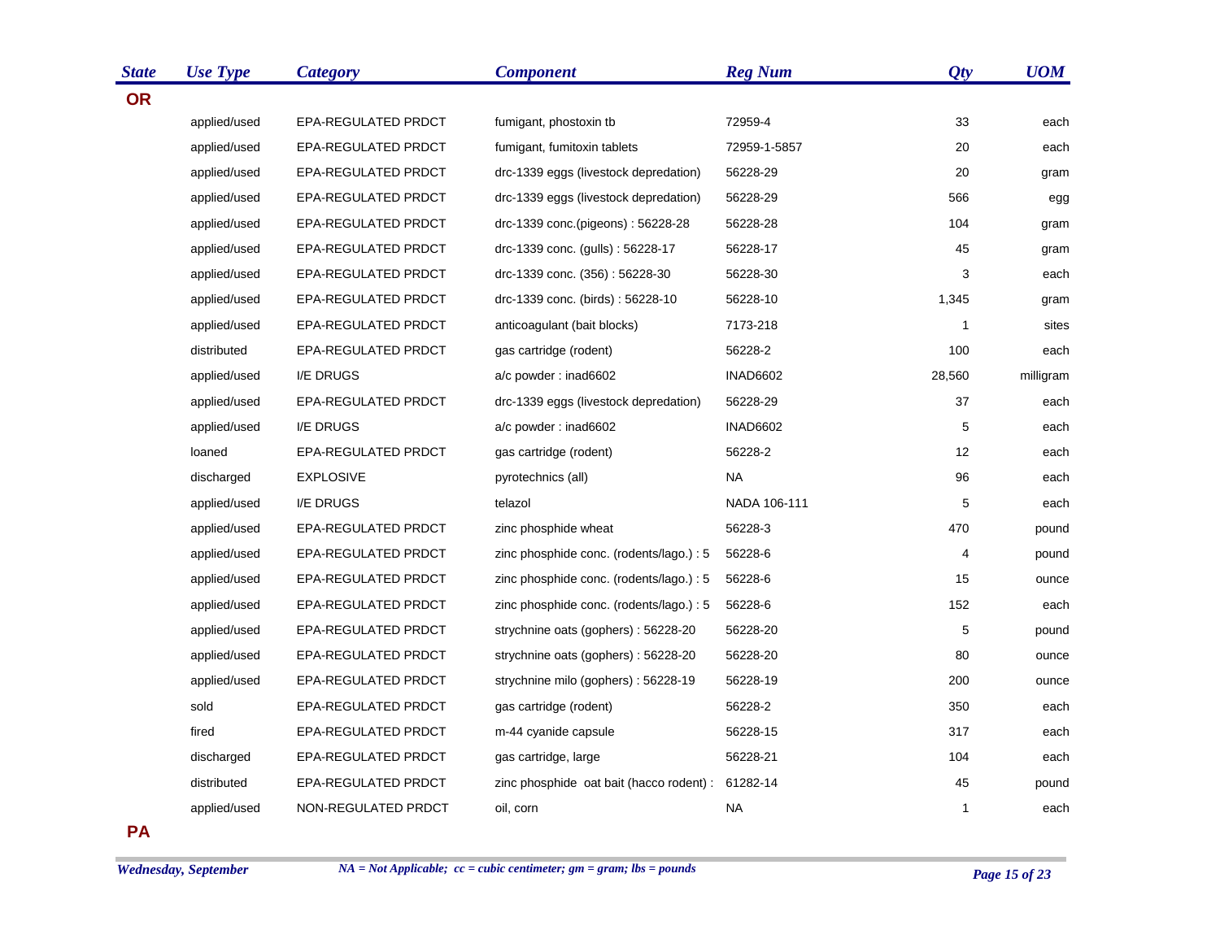| State | Use Type | Category | Component | Reg Num | Qty | UOM |
|---|---|---|---|---|---|---|
| **OR** | | | | | | |
| | applied/used | EPA-REGULATED PRDCT | fumigant, phostoxin tb | 72959-4 | 33 | each |
| | applied/used | EPA-REGULATED PRDCT | fumigant, fumitoxin tablets | 72959-1-5857 | 20 | each |
| | applied/used | EPA-REGULATED PRDCT | drc-1339 eggs (livestock depredation) | 56228-29 | 20 | gram |
| | applied/used | EPA-REGULATED PRDCT | drc-1339 eggs (livestock depredation) | 56228-29 | 566 | egg |
| | applied/used | EPA-REGULATED PRDCT | drc-1339 conc.(pigeons) : 56228-28 | 56228-28 | 104 | gram |
| | applied/used | EPA-REGULATED PRDCT | drc-1339 conc. (gulls) : 56228-17 | 56228-17 | 45 | gram |
| | applied/used | EPA-REGULATED PRDCT | drc-1339 conc. (356) : 56228-30 | 56228-30 | 3 | each |
| | applied/used | EPA-REGULATED PRDCT | drc-1339 conc. (birds) : 56228-10 | 56228-10 | 1,345 | gram |
| | applied/used | EPA-REGULATED PRDCT | anticoagulant (bait blocks) | 7173-218 | 1 | sites |
| | distributed | EPA-REGULATED PRDCT | gas cartridge (rodent) | 56228-2 | 100 | each |
| | applied/used | I/E DRUGS | a/c powder : inad6602 | INAD6602 | 28,560 | milligram |
| | applied/used | EPA-REGULATED PRDCT | drc-1339 eggs (livestock depredation) | 56228-29 | 37 | each |
| | applied/used | I/E DRUGS | a/c powder : inad6602 | INAD6602 | 5 | each |
| | loaned | EPA-REGULATED PRDCT | gas cartridge (rodent) | 56228-2 | 12 | each |
| | discharged | EXPLOSIVE | pyrotechnics (all) | NA | 96 | each |
| | applied/used | I/E DRUGS | telazol | NADA 106-111 | 5 | each |
| | applied/used | EPA-REGULATED PRDCT | zinc phosphide wheat | 56228-3 | 470 | pound |
| | applied/used | EPA-REGULATED PRDCT | zinc phosphide conc. (rodents/lago.) : 5 | 56228-6 | 4 | pound |
| | applied/used | EPA-REGULATED PRDCT | zinc phosphide conc. (rodents/lago.) : 5 | 56228-6 | 15 | ounce |
| | applied/used | EPA-REGULATED PRDCT | zinc phosphide conc. (rodents/lago.) : 5 | 56228-6 | 152 | each |
| | applied/used | EPA-REGULATED PRDCT | strychnine oats (gophers) : 56228-20 | 56228-20 | 5 | pound |
| | applied/used | EPA-REGULATED PRDCT | strychnine oats (gophers) : 56228-20 | 56228-20 | 80 | ounce |
| | applied/used | EPA-REGULATED PRDCT | strychnine milo (gophers) : 56228-19 | 56228-19 | 200 | ounce |
| | sold | EPA-REGULATED PRDCT | gas cartridge (rodent) | 56228-2 | 350 | each |
| | fired | EPA-REGULATED PRDCT | m-44 cyanide capsule | 56228-15 | 317 | each |
| | discharged | EPA-REGULATED PRDCT | gas cartridge, large | 56228-21 | 104 | each |
| | distributed | EPA-REGULATED PRDCT | zinc phosphide oat bait (hacco rodent) : | 61282-14 | 45 | pound |
| | applied/used | NON-REGULATED PRDCT | oil, corn | NA | 1 | each |
| **PA** | | | | | | |

*NA = Not Applicable; cc = cubic centimeter; gm = gram; lbs = pounds*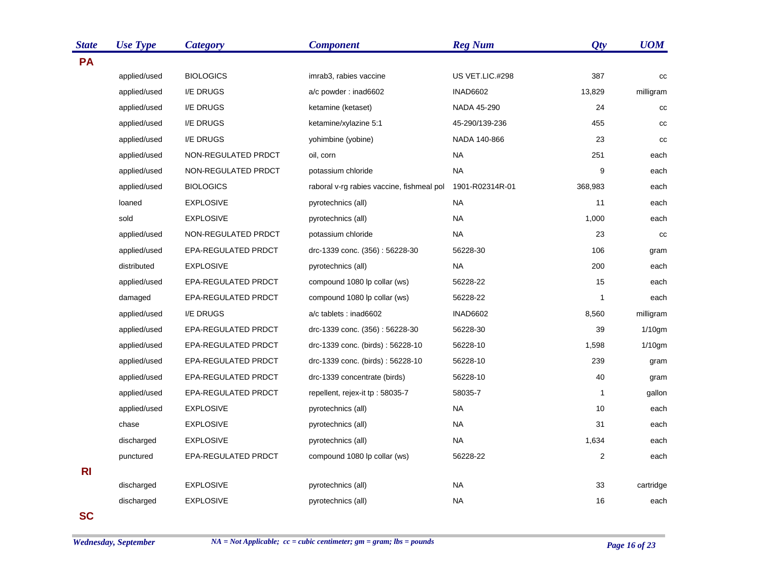| State | Use Type | Category | Component | Reg Num | Qty | UOM |
|---|---|---|---|---|---|---|
| **PA** | | | | | | |
| | applied/used | BIOLOGICS | imrab3, rabies vaccine | US VET.LIC.#298 | 387 | cc |
| | applied/used | I/E DRUGS | a/c powder : inad6602 | INAD6602 | 13,829 | milligram |
| | applied/used | I/E DRUGS | ketamine (ketaset) | NADA 45-290 | 24 | cc |
| | applied/used | I/E DRUGS | ketamine/xylazine 5:1 | 45-290/139-236 | 455 | cc |
| | applied/used | I/E DRUGS | yohimbine (yobine) | NADA 140-866 | 23 | cc |
| | applied/used | NON-REGULATED PRDCT | oil, corn | NA | 251 | each |
| | applied/used | NON-REGULATED PRDCT | potassium chloride | NA | 9 | each |
| | applied/used | BIOLOGICS | raboral v-rg rabies vaccine, fishmeal pol | 1901-R02314R-01 | 368,983 | each |
| | loaned | EXPLOSIVE | pyrotechnics (all) | NA | 11 | each |
| | sold | EXPLOSIVE | pyrotechnics (all) | NA | 1,000 | each |
| | applied/used | NON-REGULATED PRDCT | potassium chloride | NA | 23 | cc |
| | applied/used | EPA-REGULATED PRDCT | drc-1339 conc. (356) : 56228-30 | 56228-30 | 106 | gram |
| | distributed | EXPLOSIVE | pyrotechnics (all) | NA | 200 | each |
| | applied/used | EPA-REGULATED PRDCT | compound 1080 lp collar (ws) | 56228-22 | 15 | each |
| | damaged | EPA-REGULATED PRDCT | compound 1080 lp collar (ws) | 56228-22 | 1 | each |
| | applied/used | I/E DRUGS | a/c tablets : inad6602 | INAD6602 | 8,560 | milligram |
| | applied/used | EPA-REGULATED PRDCT | drc-1339 conc. (356) : 56228-30 | 56228-30 | 39 | 1/10gm |
| | applied/used | EPA-REGULATED PRDCT | drc-1339 conc. (birds) : 56228-10 | 56228-10 | 1,598 | 1/10gm |
| | applied/used | EPA-REGULATED PRDCT | drc-1339 conc. (birds) : 56228-10 | 56228-10 | 239 | gram |
| | applied/used | EPA-REGULATED PRDCT | drc-1339 concentrate (birds) | 56228-10 | 40 | gram |
| | applied/used | EPA-REGULATED PRDCT | repellent, rejex-it tp : 58035-7 | 58035-7 | 1 | gallon |
| | applied/used | EXPLOSIVE | pyrotechnics (all) | NA | 10 | each |
| | chase | EXPLOSIVE | pyrotechnics (all) | NA | 31 | each |
| | discharged | EXPLOSIVE | pyrotechnics (all) | NA | 1,634 | each |
| | punctured | EPA-REGULATED PRDCT | compound 1080 lp collar (ws) | 56228-22 | 2 | each |
| **RI** | | | | | | |
| | discharged | EXPLOSIVE | pyrotechnics (all) | NA | 33 | cartridge |
| | discharged | EXPLOSIVE | pyrotechnics (all) | NA | 16 | each |
| **SC** | | | | | | |

*NA = Not Applicable; cc = cubic centimeter; gm = gram; lbs = pounds*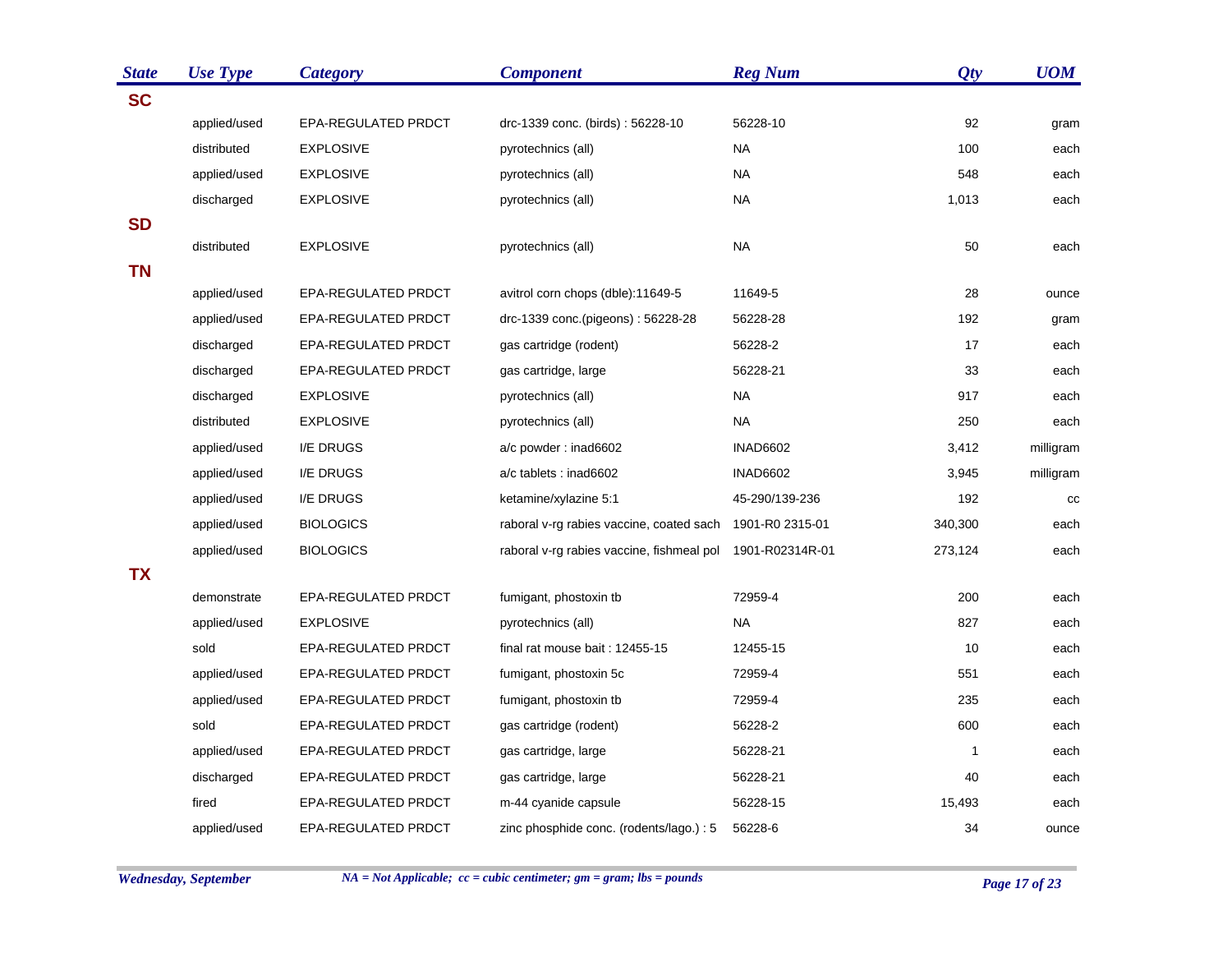| State | Use Type | Category | Component | Reg Num | Qty | UOM |
|---|---|---|---|---|---|---|
| **SC** | | | | | | |
| | applied/used | EPA-REGULATED PRDCT | drc-1339 conc. (birds) : 56228-10 | 56228-10 | 92 | gram |
| | distributed | EXPLOSIVE | pyrotechnics (all) | NA | 100 | each |
| | applied/used | EXPLOSIVE | pyrotechnics (all) | NA | 548 | each |
| | discharged | EXPLOSIVE | pyrotechnics (all) | NA | 1,013 | each |
| **SD** | | | | | | |
| | distributed | EXPLOSIVE | pyrotechnics (all) | NA | 50 | each |
| **TN** | | | | | | |
| | applied/used | EPA-REGULATED PRDCT | avitrol corn chops (dble):11649-5 | 11649-5 | 28 | ounce |
| | applied/used | EPA-REGULATED PRDCT | drc-1339 conc.(pigeons) : 56228-28 | 56228-28 | 192 | gram |
| | discharged | EPA-REGULATED PRDCT | gas cartridge (rodent) | 56228-2 | 17 | each |
| | discharged | EPA-REGULATED PRDCT | gas cartridge, large | 56228-21 | 33 | each |
| | discharged | EXPLOSIVE | pyrotechnics (all) | NA | 917 | each |
| | distributed | EXPLOSIVE | pyrotechnics (all) | NA | 250 | each |
| | applied/used | I/E DRUGS | a/c powder : inad6602 | INAD6602 | 3,412 | milligram |
| | applied/used | I/E DRUGS | a/c tablets : inad6602 | INAD6602 | 3,945 | milligram |
| | applied/used | I/E DRUGS | ketamine/xylazine 5:1 | 45-290/139-236 | 192 | cc |
| | applied/used | BIOLOGICS | raboral v-rg rabies vaccine, coated sach | 1901-R0 2315-01 | 340,300 | each |
| | applied/used | BIOLOGICS | raboral v-rg rabies vaccine, fishmeal pol | 1901-R02314R-01 | 273,124 | each |
| **TX** | | | | | | |
| | demonstrate | EPA-REGULATED PRDCT | fumigant, phostoxin tb | 72959-4 | 200 | each |
| | applied/used | EXPLOSIVE | pyrotechnics (all) | NA | 827 | each |
| | sold | EPA-REGULATED PRDCT | final rat mouse bait : 12455-15 | 12455-15 | 10 | each |
| | applied/used | EPA-REGULATED PRDCT | fumigant, phostoxin 5c | 72959-4 | 551 | each |
| | applied/used | EPA-REGULATED PRDCT | fumigant, phostoxin tb | 72959-4 | 235 | each |
| | sold | EPA-REGULATED PRDCT | gas cartridge (rodent) | 56228-2 | 600 | each |
| | applied/used | EPA-REGULATED PRDCT | gas cartridge, large | 56228-21 | 1 | each |
| | discharged | EPA-REGULATED PRDCT | gas cartridge, large | 56228-21 | 40 | each |
| | fired | EPA-REGULATED PRDCT | m-44 cyanide capsule | 56228-15 | 15,493 | each |
| | applied/used | EPA-REGULATED PRDCT | zinc phosphide conc. (rodents/lago.) : 5 | 56228-6 | 34 | ounce |

*NA = Not Applicable; cc = cubic centimeter; gm = gram; lbs = pounds*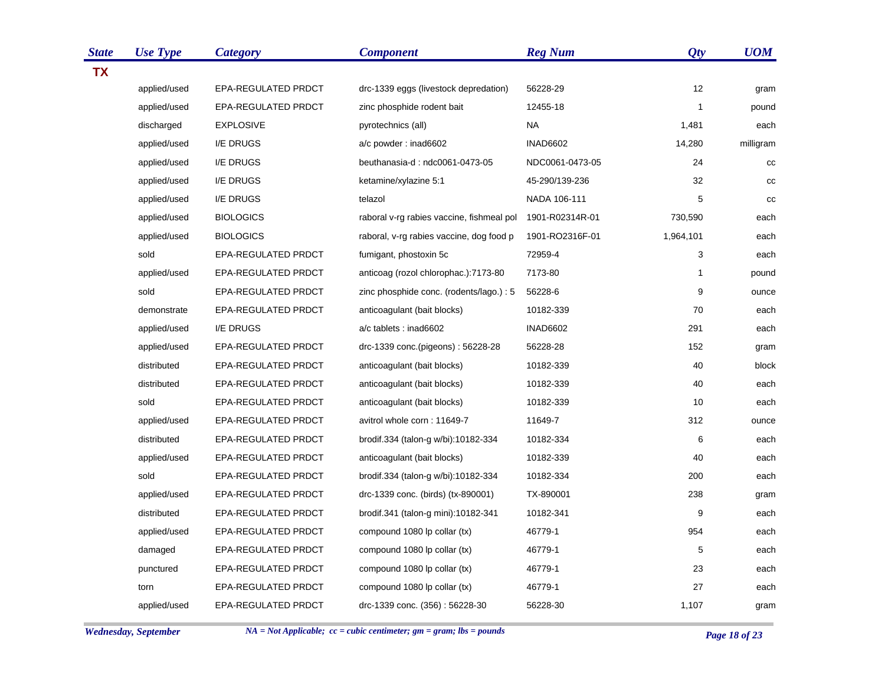| State | Use Type | Category | Component | Reg Num | Qty | UOM |
|---|---|---|---|---|---|---|
| **TX** | | | | | | |
| | applied/used | EPA-REGULATED PRDCT | drc-1339 eggs (livestock depredation) | 56228-29 | 12 | gram |
| | applied/used | EPA-REGULATED PRDCT | zinc phosphide rodent bait | 12455-18 | 1 | pound |
| | discharged | EXPLOSIVE | pyrotechnics (all) | NA | 1,481 | each |
| | applied/used | I/E DRUGS | a/c powder : inad6602 | INAD6602 | 14,280 | milligram |
| | applied/used | I/E DRUGS | beuthanasia-d : ndc0061-0473-05 | NDC0061-0473-05 | 24 | cc |
| | applied/used | I/E DRUGS | ketamine/xylazine 5:1 | 45-290/139-236 | 32 | cc |
| | applied/used | I/E DRUGS | telazol | NADA 106-111 | 5 | cc |
| | applied/used | BIOLOGICS | raboral v-rg rabies vaccine, fishmeal pol | 1901-R02314R-01 | 730,590 | each |
| | applied/used | BIOLOGICS | raboral, v-rg rabies vaccine, dog food p | 1901-RO2316F-01 | 1,964,101 | each |
| | sold | EPA-REGULATED PRDCT | fumigant, phostoxin 5c | 72959-4 | 3 | each |
| | applied/used | EPA-REGULATED PRDCT | anticoag (rozol chlorophac.):7173-80 | 7173-80 | 1 | pound |
| | sold | EPA-REGULATED PRDCT | zinc phosphide conc. (rodents/lago.) : 5 | 56228-6 | 9 | ounce |
| | demonstrate | EPA-REGULATED PRDCT | anticoagulant (bait blocks) | 10182-339 | 70 | each |
| | applied/used | I/E DRUGS | a/c tablets : inad6602 | INAD6602 | 291 | each |
| | applied/used | EPA-REGULATED PRDCT | drc-1339 conc.(pigeons) : 56228-28 | 56228-28 | 152 | gram |
| | distributed | EPA-REGULATED PRDCT | anticoagulant (bait blocks) | 10182-339 | 40 | block |
| | distributed | EPA-REGULATED PRDCT | anticoagulant (bait blocks) | 10182-339 | 40 | each |
| | sold | EPA-REGULATED PRDCT | anticoagulant (bait blocks) | 10182-339 | 10 | each |
| | applied/used | EPA-REGULATED PRDCT | avitrol whole corn : 11649-7 | 11649-7 | 312 | ounce |
| | distributed | EPA-REGULATED PRDCT | brodif.334 (talon-g w/bi):10182-334 | 10182-334 | 6 | each |
| | applied/used | EPA-REGULATED PRDCT | anticoagulant (bait blocks) | 10182-339 | 40 | each |
| | sold | EPA-REGULATED PRDCT | brodif.334 (talon-g w/bi):10182-334 | 10182-334 | 200 | each |
| | applied/used | EPA-REGULATED PRDCT | drc-1339 conc. (birds) (tx-890001) | TX-890001 | 238 | gram |
| | distributed | EPA-REGULATED PRDCT | brodif.341 (talon-g mini):10182-341 | 10182-341 | 9 | each |
| | applied/used | EPA-REGULATED PRDCT | compound 1080 lp collar (tx) | 46779-1 | 954 | each |
| | damaged | EPA-REGULATED PRDCT | compound 1080 lp collar (tx) | 46779-1 | 5 | each |
| | punctured | EPA-REGULATED PRDCT | compound 1080 lp collar (tx) | 46779-1 | 23 | each |
| | torn | EPA-REGULATED PRDCT | compound 1080 lp collar (tx) | 46779-1 | 27 | each |
| | applied/used | EPA-REGULATED PRDCT | drc-1339 conc. (356) : 56228-30 | 56228-30 | 1,107 | gram |

*NA = Not Applicable; cc = cubic centimeter; gm = gram; lbs = pounds*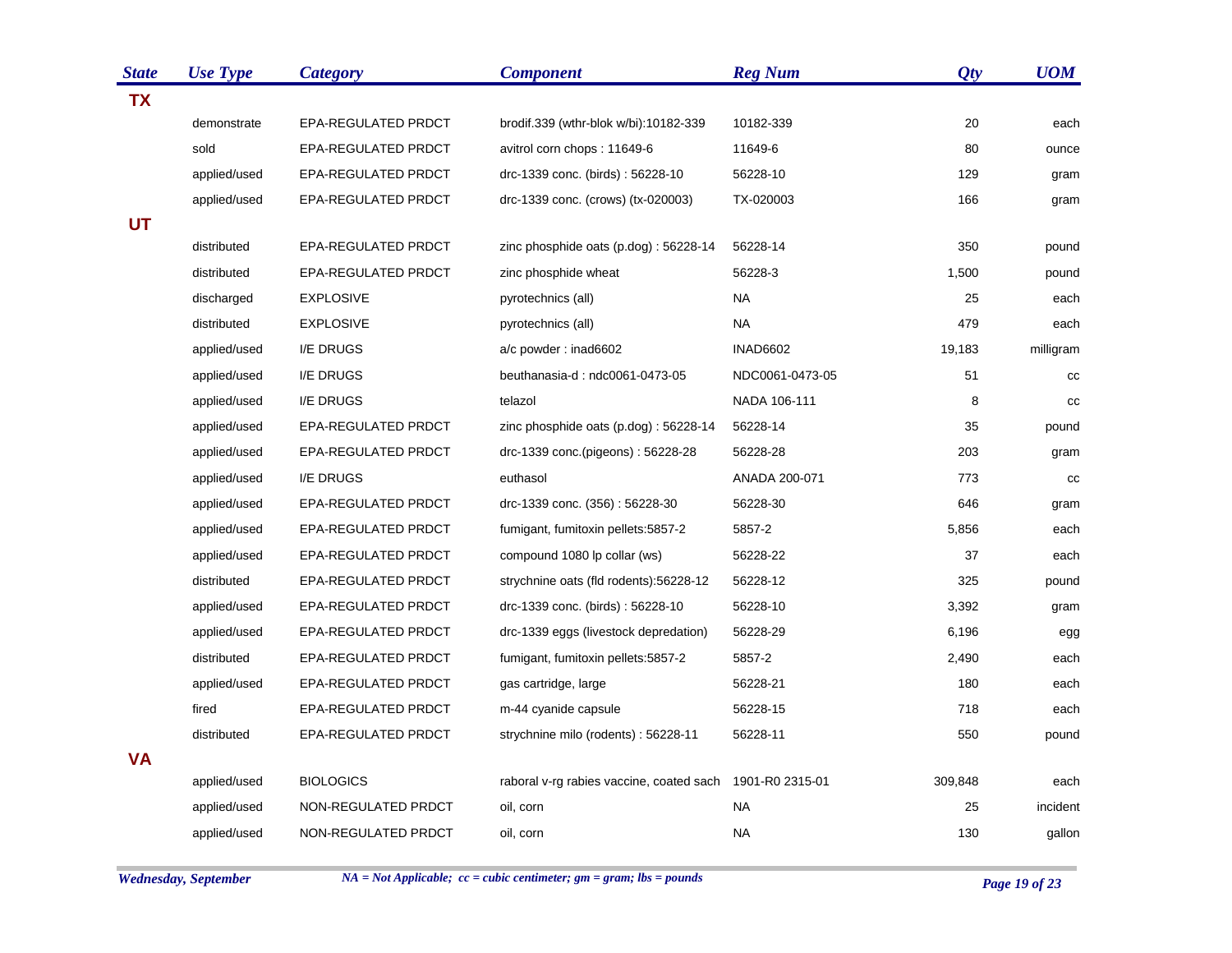| State | Use Type | Category | Component | Reg Num | Qty | UOM |
|---|---|---|---|---|---|---|
| **TX** | | | | | | |
| | demonstrate | EPA-REGULATED PRDCT | brodif.339 (wthr-blok w/bi):10182-339 | 10182-339 | 20 | each |
| | sold | EPA-REGULATED PRDCT | avitrol corn chops : 11649-6 | 11649-6 | 80 | ounce |
| | applied/used | EPA-REGULATED PRDCT | drc-1339 conc. (birds) : 56228-10 | 56228-10 | 129 | gram |
| | applied/used | EPA-REGULATED PRDCT | drc-1339 conc. (crows) (tx-020003) | TX-020003 | 166 | gram |
| **UT** | | | | | | |
| | distributed | EPA-REGULATED PRDCT | zinc phosphide oats (p.dog) : 56228-14 | 56228-14 | 350 | pound |
| | distributed | EPA-REGULATED PRDCT | zinc phosphide wheat | 56228-3 | 1,500 | pound |
| | discharged | EXPLOSIVE | pyrotechnics (all) | NA | 25 | each |
| | distributed | EXPLOSIVE | pyrotechnics (all) | NA | 479 | each |
| | applied/used | I/E DRUGS | a/c powder : inad6602 | INAD6602 | 19,183 | milligram |
| | applied/used | I/E DRUGS | beuthanasia-d : ndc0061-0473-05 | NDC0061-0473-05 | 51 | cc |
| | applied/used | I/E DRUGS | telazol | NADA 106-111 | 8 | cc |
| | applied/used | EPA-REGULATED PRDCT | zinc phosphide oats (p.dog) : 56228-14 | 56228-14 | 35 | pound |
| | applied/used | EPA-REGULATED PRDCT | drc-1339 conc.(pigeons) : 56228-28 | 56228-28 | 203 | gram |
| | applied/used | I/E DRUGS | euthasol | ANADA 200-071 | 773 | cc |
| | applied/used | EPA-REGULATED PRDCT | drc-1339 conc. (356) : 56228-30 | 56228-30 | 646 | gram |
| | applied/used | EPA-REGULATED PRDCT | fumigant, fumitoxin pellets:5857-2 | 5857-2 | 5,856 | each |
| | applied/used | EPA-REGULATED PRDCT | compound 1080 lp collar (ws) | 56228-22 | 37 | each |
| | distributed | EPA-REGULATED PRDCT | strychnine oats (fld rodents):56228-12 | 56228-12 | 325 | pound |
| | applied/used | EPA-REGULATED PRDCT | drc-1339 conc. (birds) : 56228-10 | 56228-10 | 3,392 | gram |
| | applied/used | EPA-REGULATED PRDCT | drc-1339 eggs (livestock depredation) | 56228-29 | 6,196 | egg |
| | distributed | EPA-REGULATED PRDCT | fumigant, fumitoxin pellets:5857-2 | 5857-2 | 2,490 | each |
| | applied/used | EPA-REGULATED PRDCT | gas cartridge, large | 56228-21 | 180 | each |
| | fired | EPA-REGULATED PRDCT | m-44 cyanide capsule | 56228-15 | 718 | each |
| | distributed | EPA-REGULATED PRDCT | strychnine milo (rodents) : 56228-11 | 56228-11 | 550 | pound |
| **VA** | | | | | | |
| | applied/used | BIOLOGICS | raboral v-rg rabies vaccine, coated sach | 1901-R0 2315-01 | 309,848 | each |
| | applied/used | NON-REGULATED PRDCT | oil, corn | NA | 25 | incident |
| | applied/used | NON-REGULATED PRDCT | oil, corn | NA | 130 | gallon |

*NA = Not Applicable; cc = cubic centimeter; gm = gram; lbs = pounds*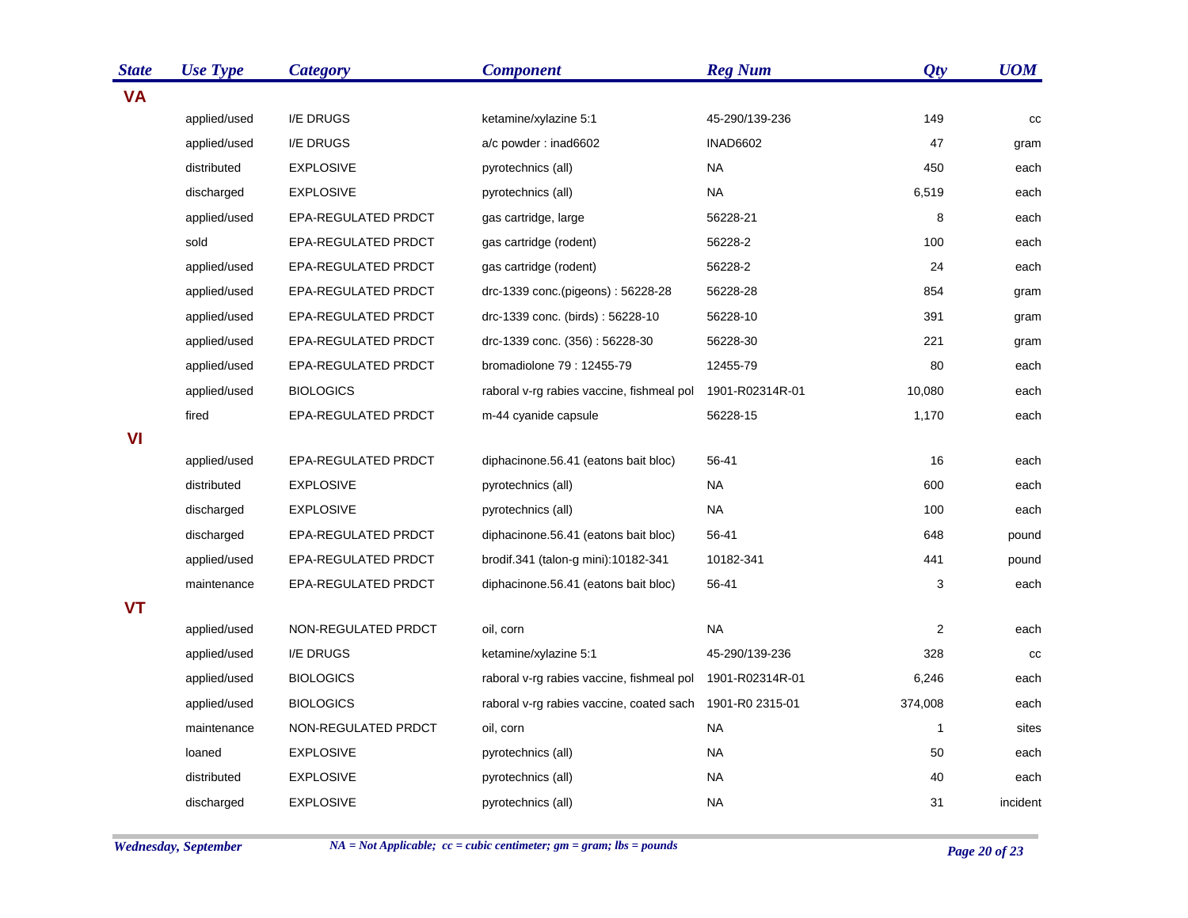| State | Use Type | Category | Component | Reg Num | Qty | UOM |
|---|---|---|---|---|---|---|
| **VA** | | | | | | |
| | applied/used | I/E DRUGS | ketamine/xylazine 5:1 | 45-290/139-236 | 149 | cc |
| | applied/used | I/E DRUGS | a/c powder : inad6602 | INAD6602 | 47 | gram |
| | distributed | EXPLOSIVE | pyrotechnics (all) | NA | 450 | each |
| | discharged | EXPLOSIVE | pyrotechnics (all) | NA | 6,519 | each |
| | applied/used | EPA-REGULATED PRDCT | gas cartridge, large | 56228-21 | 8 | each |
| | sold | EPA-REGULATED PRDCT | gas cartridge (rodent) | 56228-2 | 100 | each |
| | applied/used | EPA-REGULATED PRDCT | gas cartridge (rodent) | 56228-2 | 24 | each |
| | applied/used | EPA-REGULATED PRDCT | drc-1339 conc.(pigeons) : 56228-28 | 56228-28 | 854 | gram |
| | applied/used | EPA-REGULATED PRDCT | drc-1339 conc. (birds) : 56228-10 | 56228-10 | 391 | gram |
| | applied/used | EPA-REGULATED PRDCT | drc-1339 conc. (356) : 56228-30 | 56228-30 | 221 | gram |
| | applied/used | EPA-REGULATED PRDCT | bromadiolone 79 : 12455-79 | 12455-79 | 80 | each |
| | applied/used | BIOLOGICS | raboral v-rg rabies vaccine, fishmeal pol | 1901-R02314R-01 | 10,080 | each |
| | fired | EPA-REGULATED PRDCT | m-44 cyanide capsule | 56228-15 | 1,170 | each |
| **VI** | | | | | | |
| | applied/used | EPA-REGULATED PRDCT | diphacinone.56.41 (eatons bait bloc) | 56-41 | 16 | each |
| | distributed | EXPLOSIVE | pyrotechnics (all) | NA | 600 | each |
| | discharged | EXPLOSIVE | pyrotechnics (all) | NA | 100 | each |
| | discharged | EPA-REGULATED PRDCT | diphacinone.56.41 (eatons bait bloc) | 56-41 | 648 | pound |
| | applied/used | EPA-REGULATED PRDCT | brodif.341 (talon-g mini):10182-341 | 10182-341 | 441 | pound |
| | maintenance | EPA-REGULATED PRDCT | diphacinone.56.41 (eatons bait bloc) | 56-41 | 3 | each |
| **VT** | | | | | | |
| | applied/used | NON-REGULATED PRDCT | oil, corn | NA | 2 | each |
| | applied/used | I/E DRUGS | ketamine/xylazine 5:1 | 45-290/139-236 | 328 | cc |
| | applied/used | BIOLOGICS | raboral v-rg rabies vaccine, fishmeal pol | 1901-R02314R-01 | 6,246 | each |
| | applied/used | BIOLOGICS | raboral v-rg rabies vaccine, coated sach | 1901-R0 2315-01 | 374,008 | each |
| | maintenance | NON-REGULATED PRDCT | oil, corn | NA | 1 | sites |
| | loaned | EXPLOSIVE | pyrotechnics (all) | NA | 50 | each |
| | distributed | EXPLOSIVE | pyrotechnics (all) | NA | 40 | each |
| | discharged | EXPLOSIVE | pyrotechnics (all) | NA | 31 | incident |

*NA = Not Applicable; cc = cubic centimeter; gm = gram; lbs = pounds*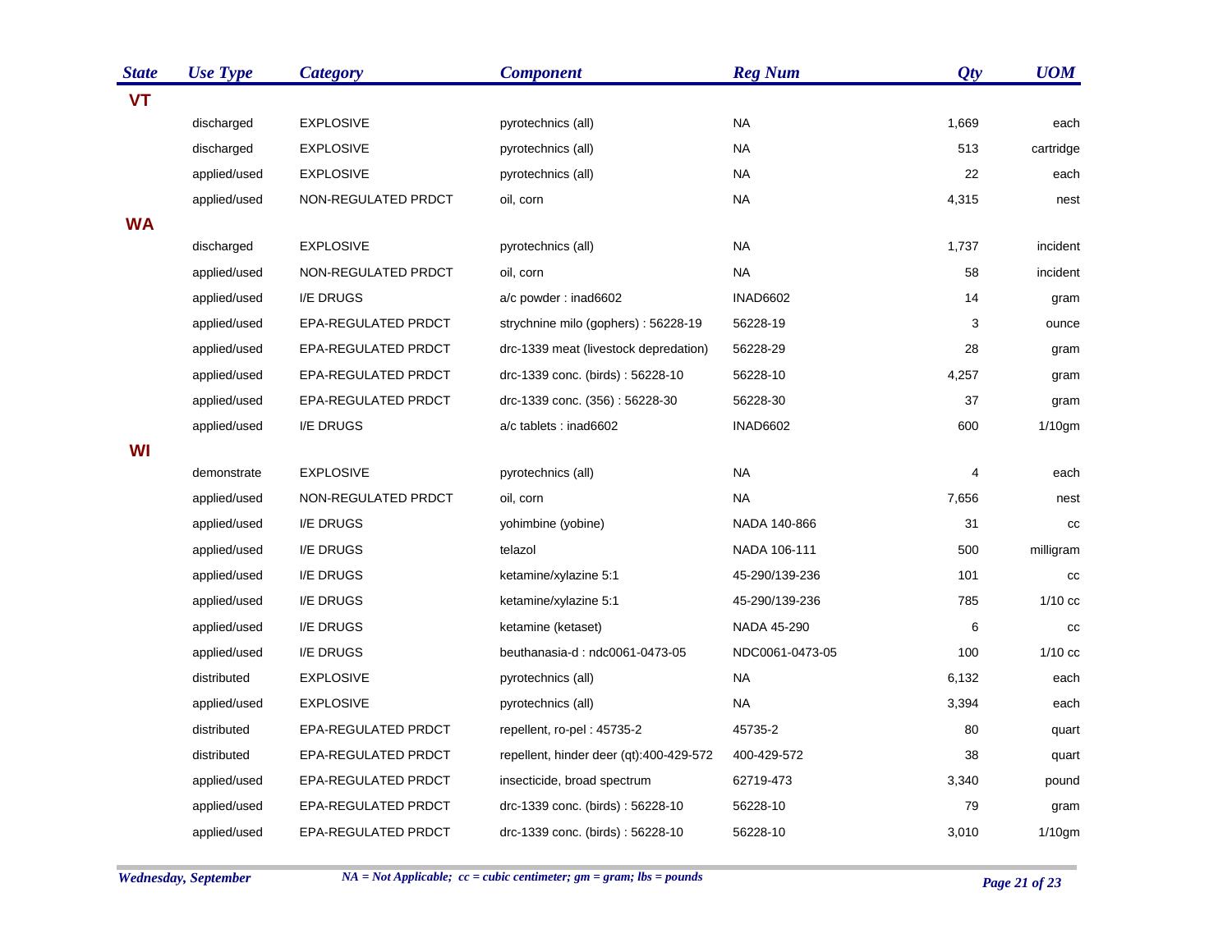| State | Use Type | Category | Component | Reg Num | Qty | UOM |
|---|---|---|---|---|---|---|
| **VT** | | | | | | |
| | discharged | EXPLOSIVE | pyrotechnics (all) | NA | 1,669 | each |
| | discharged | EXPLOSIVE | pyrotechnics (all) | NA | 513 | cartridge |
| | applied/used | EXPLOSIVE | pyrotechnics (all) | NA | 22 | each |
| | applied/used | NON-REGULATED PRDCT | oil, corn | NA | 4,315 | nest |
| **WA** | | | | | | |
| | discharged | EXPLOSIVE | pyrotechnics (all) | NA | 1,737 | incident |
| | applied/used | NON-REGULATED PRDCT | oil, corn | NA | 58 | incident |
| | applied/used | I/E DRUGS | a/c powder : inad6602 | INAD6602 | 14 | gram |
| | applied/used | EPA-REGULATED PRDCT | strychnine milo (gophers) : 56228-19 | 56228-19 | 3 | ounce |
| | applied/used | EPA-REGULATED PRDCT | drc-1339 meat (livestock depredation) | 56228-29 | 28 | gram |
| | applied/used | EPA-REGULATED PRDCT | drc-1339 conc. (birds) : 56228-10 | 56228-10 | 4,257 | gram |
| | applied/used | EPA-REGULATED PRDCT | drc-1339 conc. (356) : 56228-30 | 56228-30 | 37 | gram |
| | applied/used | I/E DRUGS | a/c tablets : inad6602 | INAD6602 | 600 | 1/10gm |
| **WI** | | | | | | |
| | demonstrate | EXPLOSIVE | pyrotechnics (all) | NA | 4 | each |
| | applied/used | NON-REGULATED PRDCT | oil, corn | NA | 7,656 | nest |
| | applied/used | I/E DRUGS | yohimbine (yobine) | NADA 140-866 | 31 | cc |
| | applied/used | I/E DRUGS | telazol | NADA 106-111 | 500 | milligram |
| | applied/used | I/E DRUGS | ketamine/xylazine 5:1 | 45-290/139-236 | 101 | cc |
| | applied/used | I/E DRUGS | ketamine/xylazine 5:1 | 45-290/139-236 | 785 | 1/10 cc |
| | applied/used | I/E DRUGS | ketamine (ketaset) | NADA 45-290 | 6 | cc |
| | applied/used | I/E DRUGS | beuthanasia-d : ndc0061-0473-05 | NDC0061-0473-05 | 100 | 1/10 cc |
| | distributed | EXPLOSIVE | pyrotechnics (all) | NA | 6,132 | each |
| | applied/used | EXPLOSIVE | pyrotechnics (all) | NA | 3,394 | each |
| | distributed | EPA-REGULATED PRDCT | repellent, ro-pel : 45735-2 | 45735-2 | 80 | quart |
| | distributed | EPA-REGULATED PRDCT | repellent, hinder deer (qt):400-429-572 | 400-429-572 | 38 | quart |
| | applied/used | EPA-REGULATED PRDCT | insecticide, broad spectrum | 62719-473 | 3,340 | pound |
| | applied/used | EPA-REGULATED PRDCT | drc-1339 conc. (birds) : 56228-10 | 56228-10 | 79 | gram |
| | applied/used | EPA-REGULATED PRDCT | drc-1339 conc. (birds) : 56228-10 | 56228-10 | 3,010 | 1/10gm |

*NA = Not Applicable; cc = cubic centimeter; gm = gram; lbs = pounds*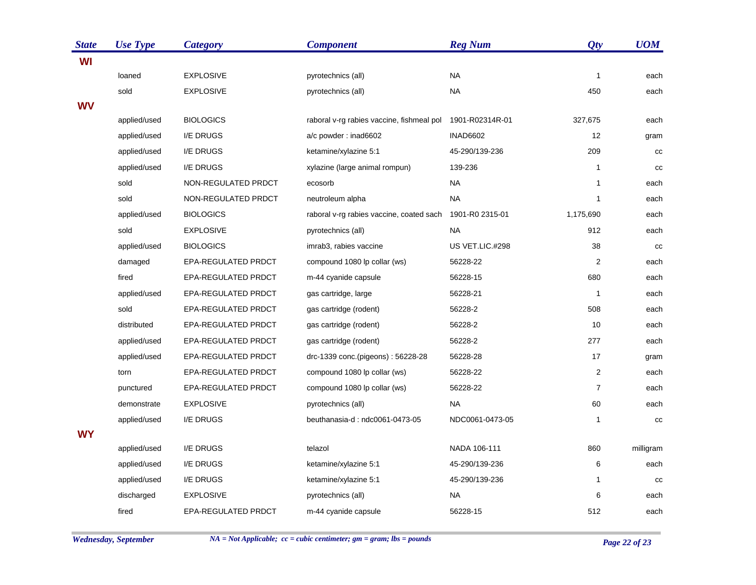| State | Use Type | Category | Component | Reg Num | Qty | UOM |
|---|---|---|---|---|---|---|
| **WI** | | | | | | |
| | loaned | EXPLOSIVE | pyrotechnics (all) | NA | 1 | each |
| | sold | EXPLOSIVE | pyrotechnics (all) | NA | 450 | each |
| **WV** | | | | | | |
| | applied/used | BIOLOGICS | raboral v-rg rabies vaccine, fishmeal pol | 1901-R02314R-01 | 327,675 | each |
| | applied/used | I/E DRUGS | a/c powder : inad6602 | INAD6602 | 12 | gram |
| | applied/used | I/E DRUGS | ketamine/xylazine 5:1 | 45-290/139-236 | 209 | cc |
| | applied/used | I/E DRUGS | xylazine (large animal rompun) | 139-236 | 1 | cc |
| | sold | NON-REGULATED PRDCT | ecosorb | NA | 1 | each |
| | sold | NON-REGULATED PRDCT | neutroleum alpha | NA | 1 | each |
| | applied/used | BIOLOGICS | raboral v-rg rabies vaccine, coated sach | 1901-R0 2315-01 | 1,175,690 | each |
| | sold | EXPLOSIVE | pyrotechnics (all) | NA | 912 | each |
| | applied/used | BIOLOGICS | imrab3, rabies vaccine | US VET.LIC.#298 | 38 | cc |
| | damaged | EPA-REGULATED PRDCT | compound 1080 lp collar (ws) | 56228-22 | 2 | each |
| | fired | EPA-REGULATED PRDCT | m-44 cyanide capsule | 56228-15 | 680 | each |
| | applied/used | EPA-REGULATED PRDCT | gas cartridge, large | 56228-21 | 1 | each |
| | sold | EPA-REGULATED PRDCT | gas cartridge (rodent) | 56228-2 | 508 | each |
| | distributed | EPA-REGULATED PRDCT | gas cartridge (rodent) | 56228-2 | 10 | each |
| | applied/used | EPA-REGULATED PRDCT | gas cartridge (rodent) | 56228-2 | 277 | each |
| | applied/used | EPA-REGULATED PRDCT | drc-1339 conc.(pigeons) : 56228-28 | 56228-28 | 17 | gram |
| | torn | EPA-REGULATED PRDCT | compound 1080 lp collar (ws) | 56228-22 | 2 | each |
| | punctured | EPA-REGULATED PRDCT | compound 1080 lp collar (ws) | 56228-22 | 7 | each |
| | demonstrate | EXPLOSIVE | pyrotechnics (all) | NA | 60 | each |
| | applied/used | I/E DRUGS | beuthanasia-d : ndc0061-0473-05 | NDC0061-0473-05 | 1 | cc |
| **WY** | | | | | | |
| | applied/used | I/E DRUGS | telazol | NADA 106-111 | 860 | milligram |
| | applied/used | I/E DRUGS | ketamine/xylazine 5:1 | 45-290/139-236 | 6 | each |
| | applied/used | I/E DRUGS | ketamine/xylazine 5:1 | 45-290/139-236 | 1 | cc |
| | discharged | EXPLOSIVE | pyrotechnics (all) | NA | 6 | each |
| | fired | EPA-REGULATED PRDCT | m-44 cyanide capsule | 56228-15 | 512 | each |

*NA = Not Applicable; cc = cubic centimeter; gm = gram; lbs = pounds*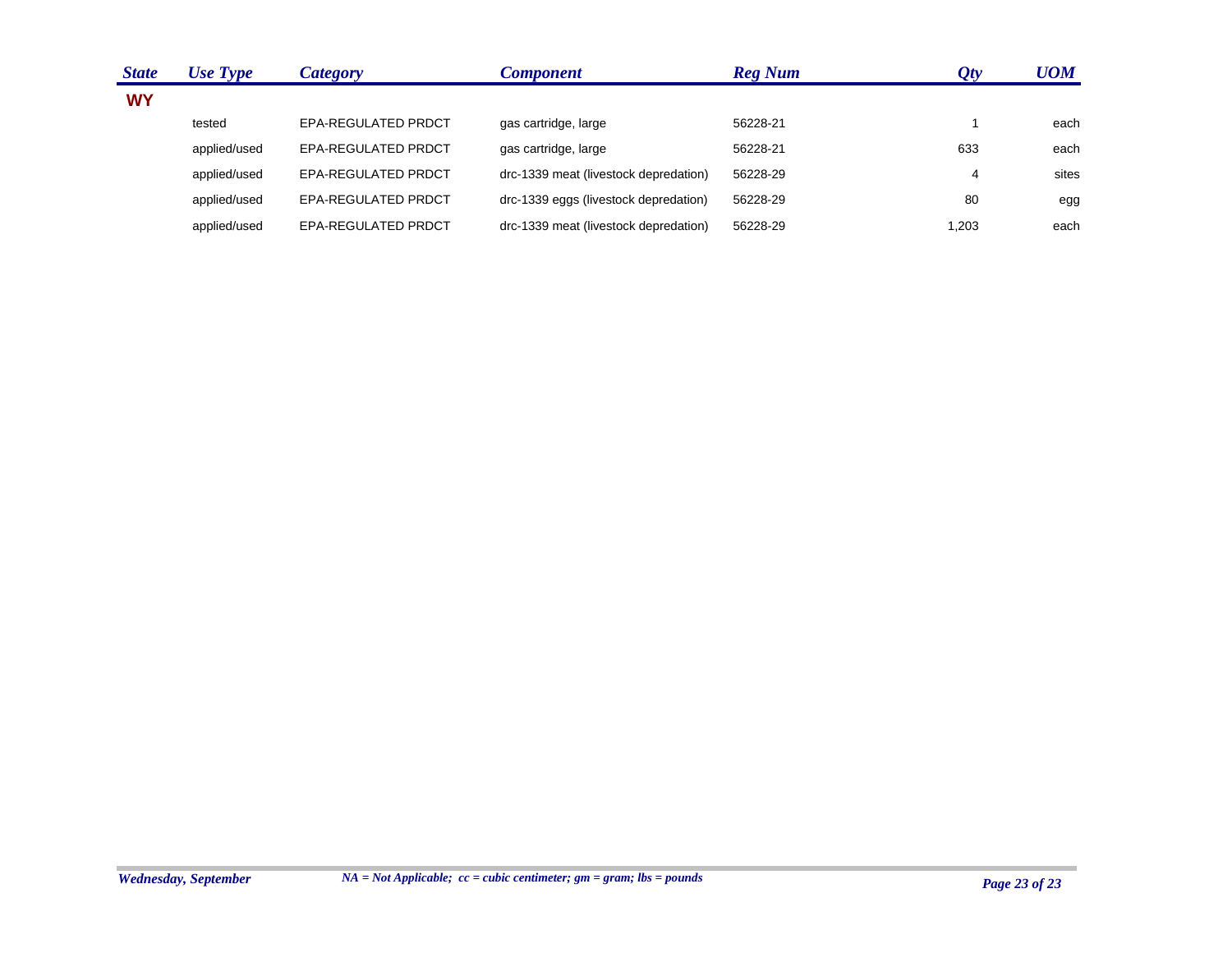| State | Use Type | Category | Component | Reg Num | Qty | UOM |
|---|---|---|---|---|---|---|
| WY | | | | | | |
| | tested | EPA-REGULATED PRDCT | gas cartridge, large | 56228-21 | 1 | each |
| | applied/used | EPA-REGULATED PRDCT | gas cartridge, large | 56228-21 | 633 | each |
| | applied/used | EPA-REGULATED PRDCT | drc-1339 meat (livestock depredation) | 56228-29 | 4 | sites |
| | applied/used | EPA-REGULATED PRDCT | drc-1339 eggs (livestock depredation) | 56228-29 | 80 | egg |
| | applied/used | EPA-REGULATED PRDCT | drc-1339 meat (livestock depredation) | 56228-29 | 1,203 | each |

*NA = Not Applicable; cc = cubic centimeter; gm = gram; lbs = pounds*